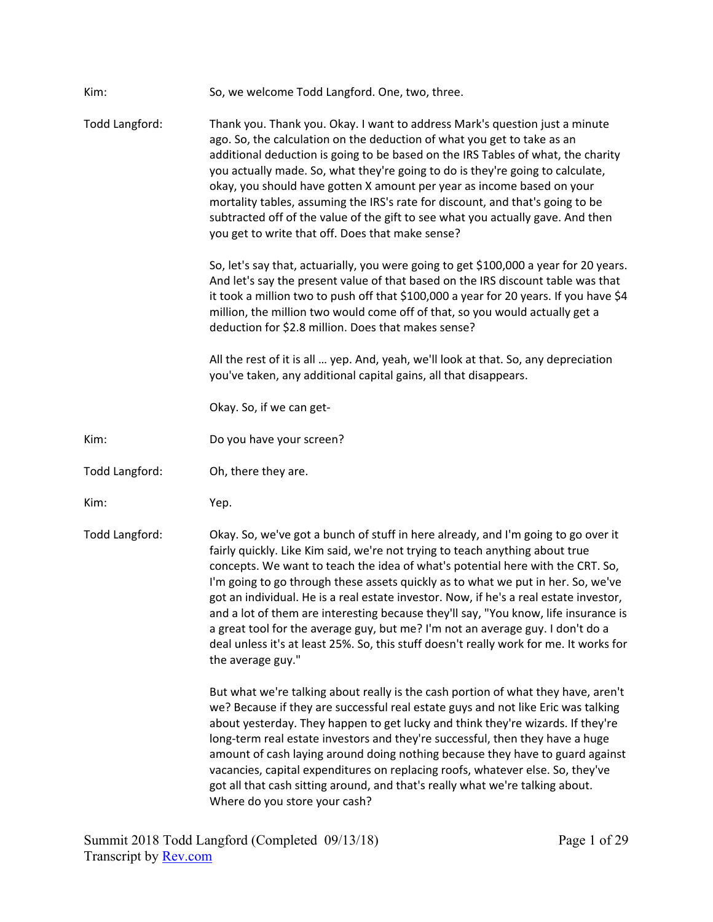Kim: So, we welcome Todd Langford. One, two, three.

Todd Langford: Thank you. Thank you. Okay. I want to address Mark's question just a minute ago. So, the calculation on the deduction of what you get to take as an additional deduction is going to be based on the IRS Tables of what, the charity you actually made. So, what they're going to do is they're going to calculate, okay, you should have gotten X amount per year as income based on your mortality tables, assuming the IRS's rate for discount, and that's going to be subtracted off of the value of the gift to see what you actually gave. And then you get to write that off. Does that make sense?

So, let's say that, actuarially, you were going to get $100,000 a year for 20 years. And let's say the present value of that based on the IRS discount table was that it took a million two to push off that $100,000 a year for 20 years. If you have $4 million, the million two would come off of that, so you would actually get a deduction for $2.8 million. Does that makes sense?

All the rest of it is all … yep. And, yeah, we'll look at that. So, any depreciation you've taken, any additional capital gains, all that disappears.

Okay. So, if we can get-

Kim: Do you have your screen?

Todd Langford: Oh, there they are.

Kim: Yep.

Todd Langford: Okay. So, we've got a bunch of stuff in here already, and I'm going to go over it fairly quickly. Like Kim said, we're not trying to teach anything about true concepts. We want to teach the idea of what's potential here with the CRT. So, I'm going to go through these assets quickly as to what we put in her. So, we've got an individual. He is a real estate investor. Now, if he's a real estate investor, and a lot of them are interesting because they'll say, "You know, life insurance is a great tool for the average guy, but me? I'm not an average guy. I don't do a deal unless it's at least 25%. So, this stuff doesn't really work for me. It works for the average guy."

But what we're talking about really is the cash portion of what they have, aren't we? Because if they are successful real estate guys and not like Eric was talking about yesterday. They happen to get lucky and think they're wizards. If they're long-term real estate investors and they're successful, then they have a huge amount of cash laying around doing nothing because they have to guard against vacancies, capital expenditures on replacing roofs, whatever else. So, they've got all that cash sitting around, and that's really what we're talking about. Where do you store your cash?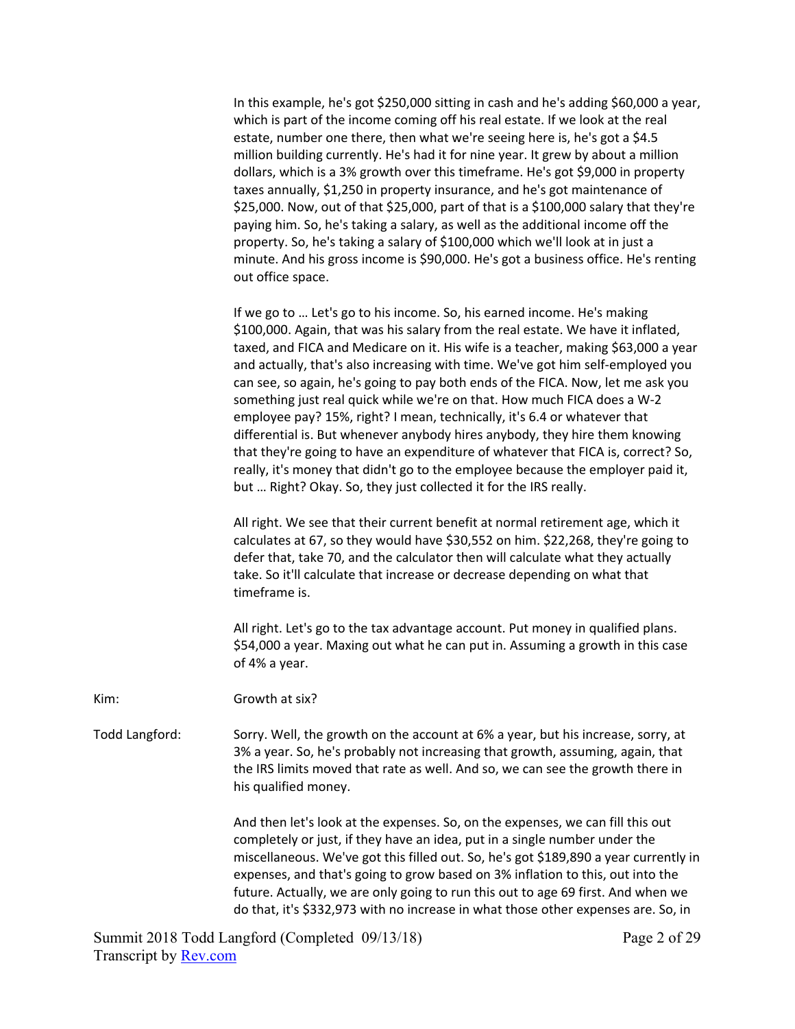In this example, he's got $250,000 sitting in cash and he's adding $60,000 a year, which is part of the income coming off his real estate. If we look at the real estate, number one there, then what we're seeing here is, he's got a $4.5 million building currently. He's had it for nine year. It grew by about a million dollars, which is a 3% growth over this timeframe. He's got $9,000 in property taxes annually, $1,250 in property insurance, and he's got maintenance of $25,000. Now, out of that $25,000, part of that is a $100,000 salary that they're paying him. So, he's taking a salary, as well as the additional income off the property. So, he's taking a salary of $100,000 which we'll look at in just a minute. And his gross income is $90,000. He's got a business office. He's renting out office space.

If we go to … Let's go to his income. So, his earned income. He's making $100,000. Again, that was his salary from the real estate. We have it inflated, taxed, and FICA and Medicare on it. His wife is a teacher, making $63,000 a year and actually, that's also increasing with time. We've got him self-employed you can see, so again, he's going to pay both ends of the FICA. Now, let me ask you something just real quick while we're on that. How much FICA does a W-2 employee pay? 15%, right? I mean, technically, it's 6.4 or whatever that differential is. But whenever anybody hires anybody, they hire them knowing that they're going to have an expenditure of whatever that FICA is, correct? So, really, it's money that didn't go to the employee because the employer paid it, but … Right? Okay. So, they just collected it for the IRS really.

All right. We see that their current benefit at normal retirement age, which it calculates at 67, so they would have $30,552 on him. $22,268, they're going to defer that, take 70, and the calculator then will calculate what they actually take. So it'll calculate that increase or decrease depending on what that timeframe is.

All right. Let's go to the tax advantage account. Put money in qualified plans. $54,000 a year. Maxing out what he can put in. Assuming a growth in this case of 4% a year.

Kim: Growth at six?

Todd Langford: Sorry. Well, the growth on the account at 6% a year, but his increase, sorry, at 3% a year. So, he's probably not increasing that growth, assuming, again, that the IRS limits moved that rate as well. And so, we can see the growth there in his qualified money.

And then let's look at the expenses. So, on the expenses, we can fill this out completely or just, if they have an idea, put in a single number under the miscellaneous. We've got this filled out. So, he's got $189,890 a year currently in expenses, and that's going to grow based on 3% inflation to this, out into the future. Actually, we are only going to run this out to age 69 first. And when we do that, it's $332,973 with no increase in what those other expenses are. So, in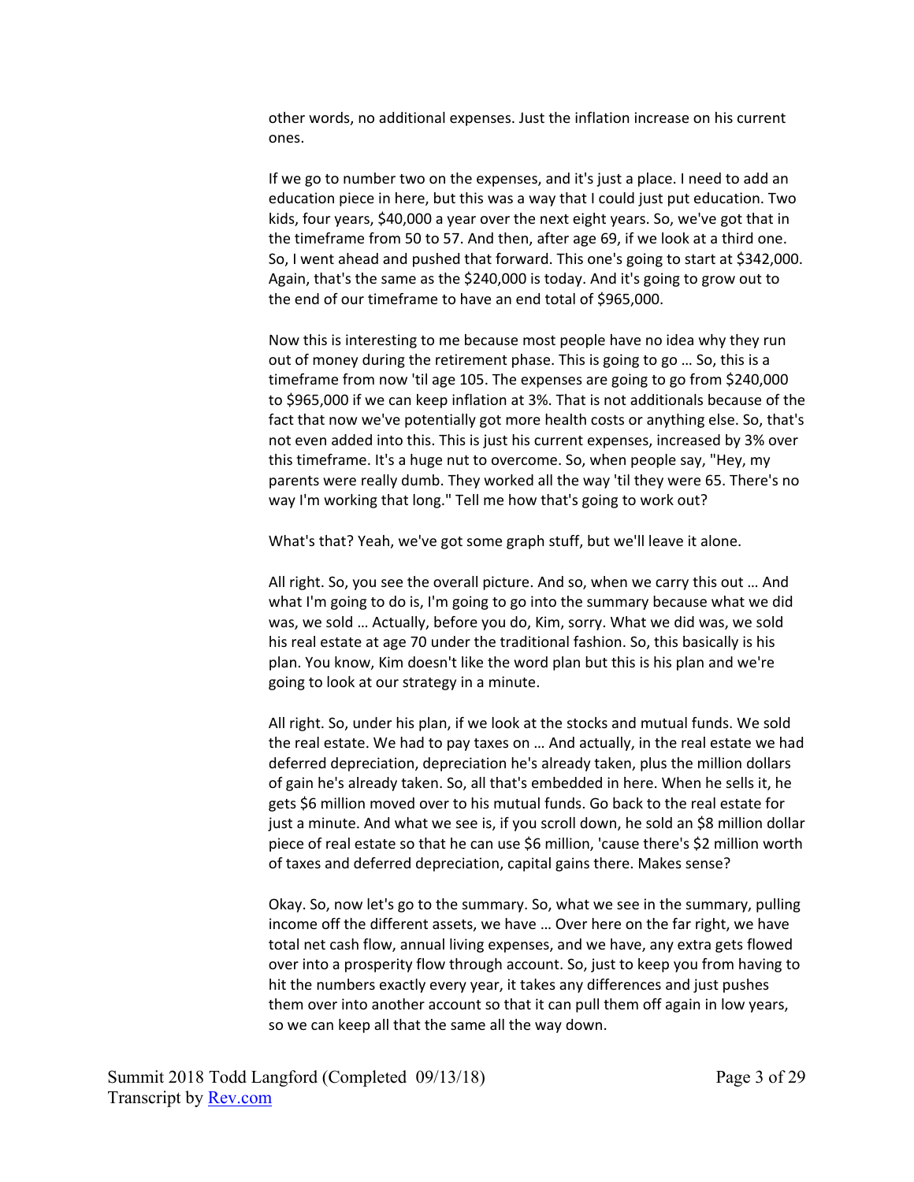other words, no additional expenses. Just the inflation increase on his current ones.

If we go to number two on the expenses, and it's just a place. I need to add an education piece in here, but this was a way that I could just put education. Two kids, four years, $40,000 a year over the next eight years. So, we've got that in the timeframe from 50 to 57. And then, after age 69, if we look at a third one. So, I went ahead and pushed that forward. This one's going to start at $342,000. Again, that's the same as the $240,000 is today. And it's going to grow out to the end of our timeframe to have an end total of $965,000.

Now this is interesting to me because most people have no idea why they run out of money during the retirement phase. This is going to go … So, this is a timeframe from now 'til age 105. The expenses are going to go from $240,000 to $965,000 if we can keep inflation at 3%. That is not additionals because of the fact that now we've potentially got more health costs or anything else. So, that's not even added into this. This is just his current expenses, increased by 3% over this timeframe. It's a huge nut to overcome. So, when people say, "Hey, my parents were really dumb. They worked all the way 'til they were 65. There's no way I'm working that long." Tell me how that's going to work out?

What's that? Yeah, we've got some graph stuff, but we'll leave it alone.

All right. So, you see the overall picture. And so, when we carry this out … And what I'm going to do is, I'm going to go into the summary because what we did was, we sold … Actually, before you do, Kim, sorry. What we did was, we sold his real estate at age 70 under the traditional fashion. So, this basically is his plan. You know, Kim doesn't like the word plan but this is his plan and we're going to look at our strategy in a minute.

All right. So, under his plan, if we look at the stocks and mutual funds. We sold the real estate. We had to pay taxes on … And actually, in the real estate we had deferred depreciation, depreciation he's already taken, plus the million dollars of gain he's already taken. So, all that's embedded in here. When he sells it, he gets $6 million moved over to his mutual funds. Go back to the real estate for just a minute. And what we see is, if you scroll down, he sold an $8 million dollar piece of real estate so that he can use $6 million, 'cause there's $2 million worth of taxes and deferred depreciation, capital gains there. Makes sense?

Okay. So, now let's go to the summary. So, what we see in the summary, pulling income off the different assets, we have … Over here on the far right, we have total net cash flow, annual living expenses, and we have, any extra gets flowed over into a prosperity flow through account. So, just to keep you from having to hit the numbers exactly every year, it takes any differences and just pushes them over into another account so that it can pull them off again in low years, so we can keep all that the same all the way down.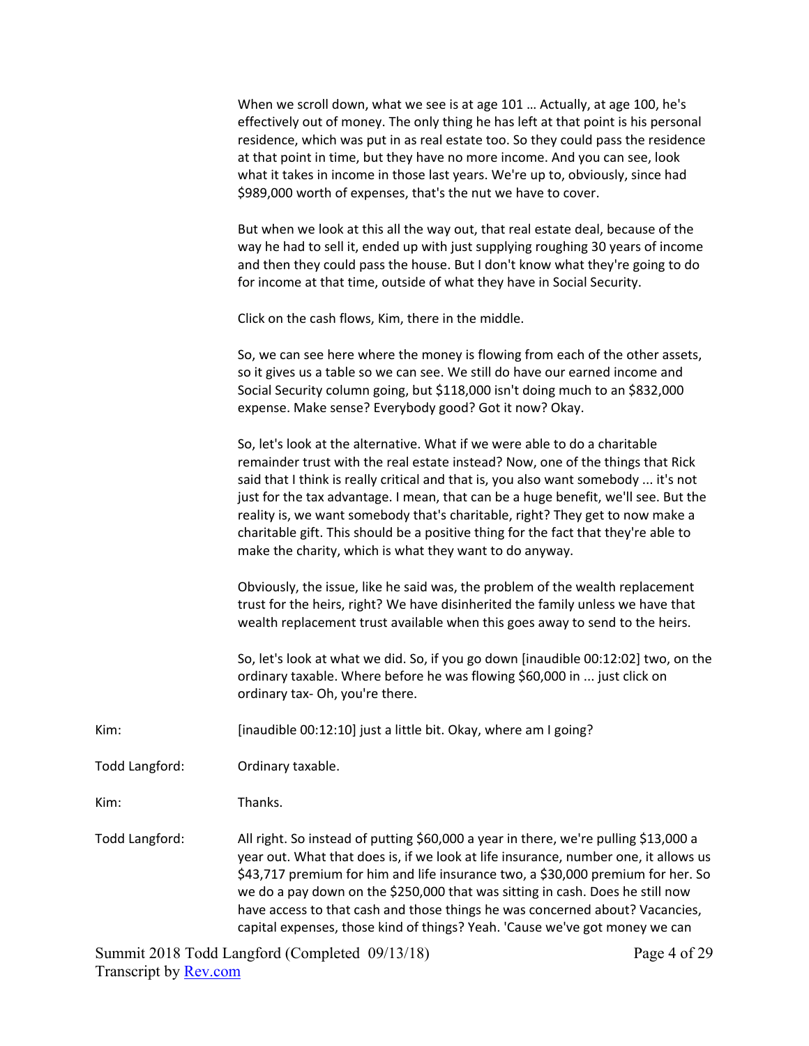When we scroll down, what we see is at age 101 … Actually, at age 100, he's effectively out of money. The only thing he has left at that point is his personal residence, which was put in as real estate too. So they could pass the residence at that point in time, but they have no more income. And you can see, look what it takes in income in those last years. We're up to, obviously, since had $989,000 worth of expenses, that's the nut we have to cover.

But when we look at this all the way out, that real estate deal, because of the way he had to sell it, ended up with just supplying roughing 30 years of income and then they could pass the house. But I don't know what they're going to do for income at that time, outside of what they have in Social Security.

Click on the cash flows, Kim, there in the middle.

So, we can see here where the money is flowing from each of the other assets, so it gives us a table so we can see. We still do have our earned income and Social Security column going, but $118,000 isn't doing much to an $832,000 expense. Make sense? Everybody good? Got it now? Okay.

So, let's look at the alternative. What if we were able to do a charitable remainder trust with the real estate instead? Now, one of the things that Rick said that I think is really critical and that is, you also want somebody ... it's not just for the tax advantage. I mean, that can be a huge benefit, we'll see. But the reality is, we want somebody that's charitable, right? They get to now make a charitable gift. This should be a positive thing for the fact that they're able to make the charity, which is what they want to do anyway.

Obviously, the issue, like he said was, the problem of the wealth replacement trust for the heirs, right? We have disinherited the family unless we have that wealth replacement trust available when this goes away to send to the heirs.

So, let's look at what we did. So, if you go down [inaudible 00:12:02] two, on the ordinary taxable. Where before he was flowing $60,000 in ... just click on ordinary tax- Oh, you're there.

Kim: [inaudible 00:12:10] just a little bit. Okay, where am I going?

Todd Langford: Ordinary taxable.

Kim: Thanks.

Todd Langford: All right. So instead of putting $60,000 a year in there, we're pulling $13,000 a year out. What that does is, if we look at life insurance, number one, it allows us $43,717 premium for him and life insurance two, a $30,000 premium for her. So we do a pay down on the $250,000 that was sitting in cash. Does he still now have access to that cash and those things he was concerned about? Vacancies, capital expenses, those kind of things? Yeah. 'Cause we've got money we can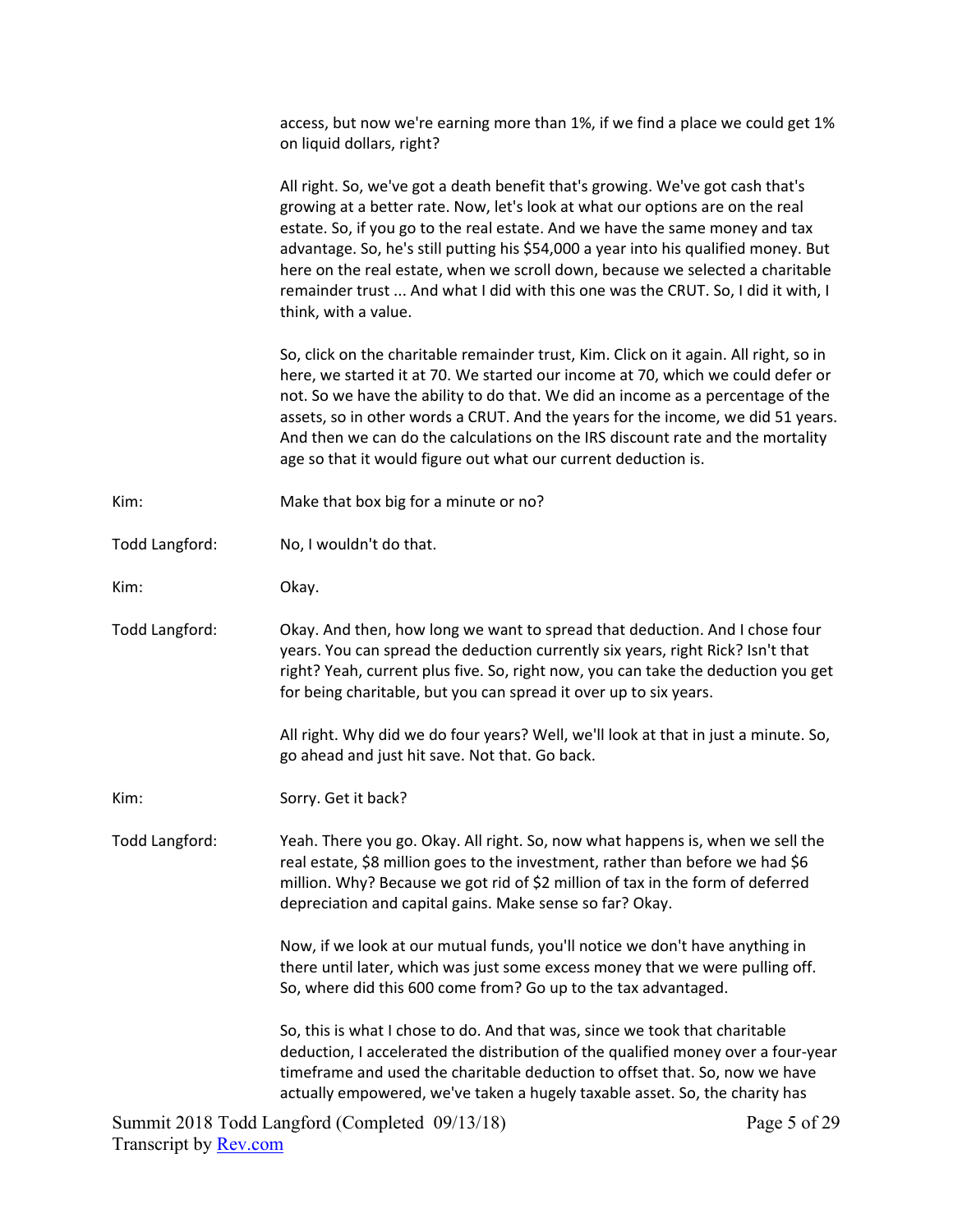access, but now we're earning more than 1%, if we find a place we could get 1% on liquid dollars, right?

All right. So, we've got a death benefit that's growing. We've got cash that's growing at a better rate. Now, let's look at what our options are on the real estate. So, if you go to the real estate. And we have the same money and tax advantage. So, he's still putting his $54,000 a year into his qualified money. But here on the real estate, when we scroll down, because we selected a charitable remainder trust ... And what I did with this one was the CRUT. So, I did it with, I think, with a value.

So, click on the charitable remainder trust, Kim. Click on it again. All right, so in here, we started it at 70. We started our income at 70, which we could defer or not. So we have the ability to do that. We did an income as a percentage of the assets, so in other words a CRUT. And the years for the income, we did 51 years. And then we can do the calculations on the IRS discount rate and the mortality age so that it would figure out what our current deduction is.

Kim: Make that box big for a minute or no?

Todd Langford: No, I wouldn't do that.

Kim: Okay.

Todd Langford: Okay. And then, how long we want to spread that deduction. And I chose four years. You can spread the deduction currently six years, right Rick? Isn't that right? Yeah, current plus five. So, right now, you can take the deduction you get for being charitable, but you can spread it over up to six years.

All right. Why did we do four years? Well, we'll look at that in just a minute. So, go ahead and just hit save. Not that. Go back.

Kim: Sorry. Get it back?

Todd Langford: Yeah. There you go. Okay. All right. So, now what happens is, when we sell the real estate, $8 million goes to the investment, rather than before we had $6 million. Why? Because we got rid of $2 million of tax in the form of deferred depreciation and capital gains. Make sense so far? Okay.

Now, if we look at our mutual funds, you'll notice we don't have anything in there until later, which was just some excess money that we were pulling off. So, where did this 600 come from? Go up to the tax advantaged.

So, this is what I chose to do. And that was, since we took that charitable deduction, I accelerated the distribution of the qualified money over a four-year timeframe and used the charitable deduction to offset that. So, now we have actually empowered, we've taken a hugely taxable asset. So, the charity has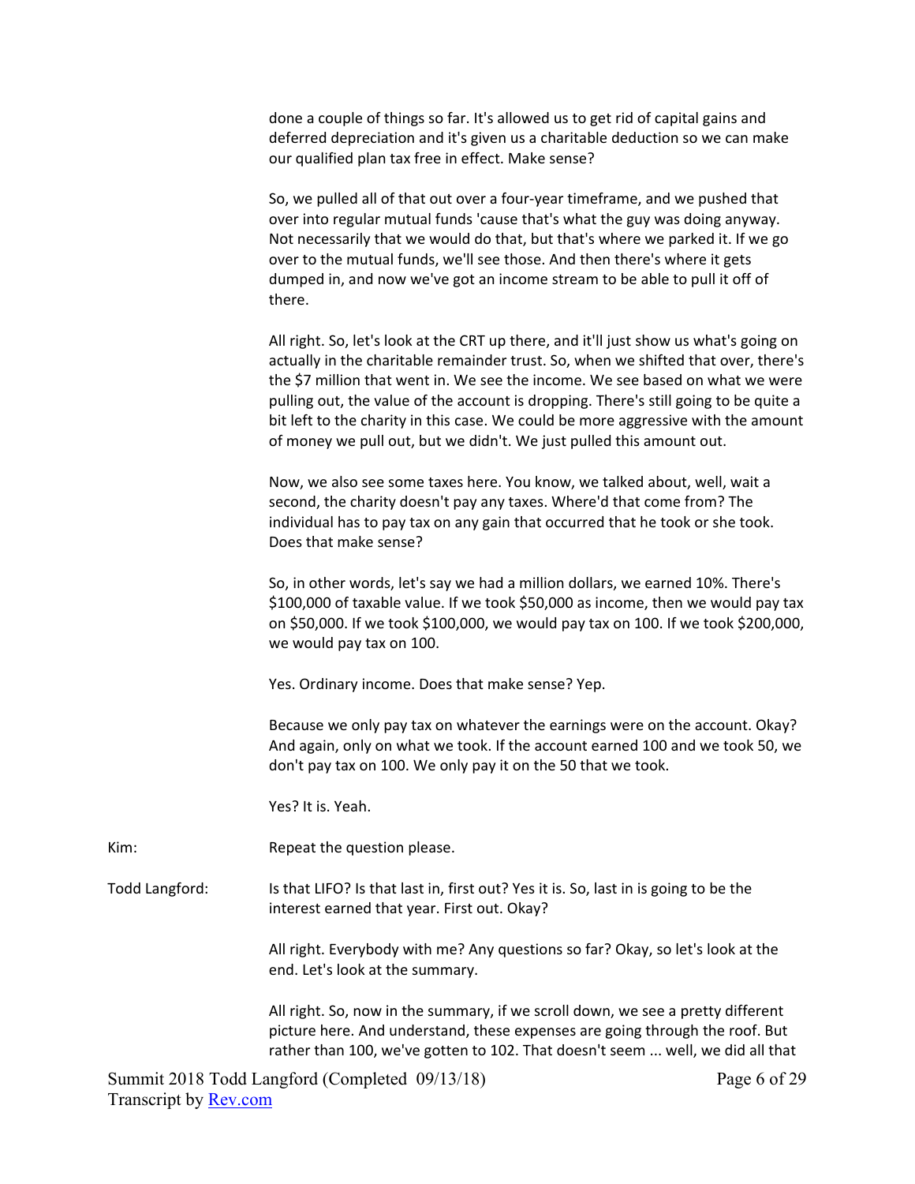done a couple of things so far. It's allowed us to get rid of capital gains and deferred depreciation and it's given us a charitable deduction so we can make our qualified plan tax free in effect. Make sense?

So, we pulled all of that out over a four-year timeframe, and we pushed that over into regular mutual funds 'cause that's what the guy was doing anyway. Not necessarily that we would do that, but that's where we parked it. If we go over to the mutual funds, we'll see those. And then there's where it gets dumped in, and now we've got an income stream to be able to pull it off of there.

All right. So, let's look at the CRT up there, and it'll just show us what's going on actually in the charitable remainder trust. So, when we shifted that over, there's the $7 million that went in. We see the income. We see based on what we were pulling out, the value of the account is dropping. There's still going to be quite a bit left to the charity in this case. We could be more aggressive with the amount of money we pull out, but we didn't. We just pulled this amount out.

Now, we also see some taxes here. You know, we talked about, well, wait a second, the charity doesn't pay any taxes. Where'd that come from? The individual has to pay tax on any gain that occurred that he took or she took. Does that make sense?

So, in other words, let's say we had a million dollars, we earned 10%. There's $100,000 of taxable value. If we took $50,000 as income, then we would pay tax on $50,000. If we took $100,000, we would pay tax on 100. If we took $200,000, we would pay tax on 100.

Yes. Ordinary income. Does that make sense? Yep.

Because we only pay tax on whatever the earnings were on the account. Okay? And again, only on what we took. If the account earned 100 and we took 50, we don't pay tax on 100. We only pay it on the 50 that we took.

Yes? It is. Yeah.

**Kim:** Repeat the question please.

**Todd Langford:** Is that LIFO? Is that last in, first out? Yes it is. So, last in is going to be the interest earned that year. First out. Okay?

All right. Everybody with me? Any questions so far? Okay, so let's look at the end. Let's look at the summary.

All right. So, now in the summary, if we scroll down, we see a pretty different picture here. And understand, these expenses are going through the roof. But rather than 100, we've gotten to 102. That doesn't seem ... well, we did all that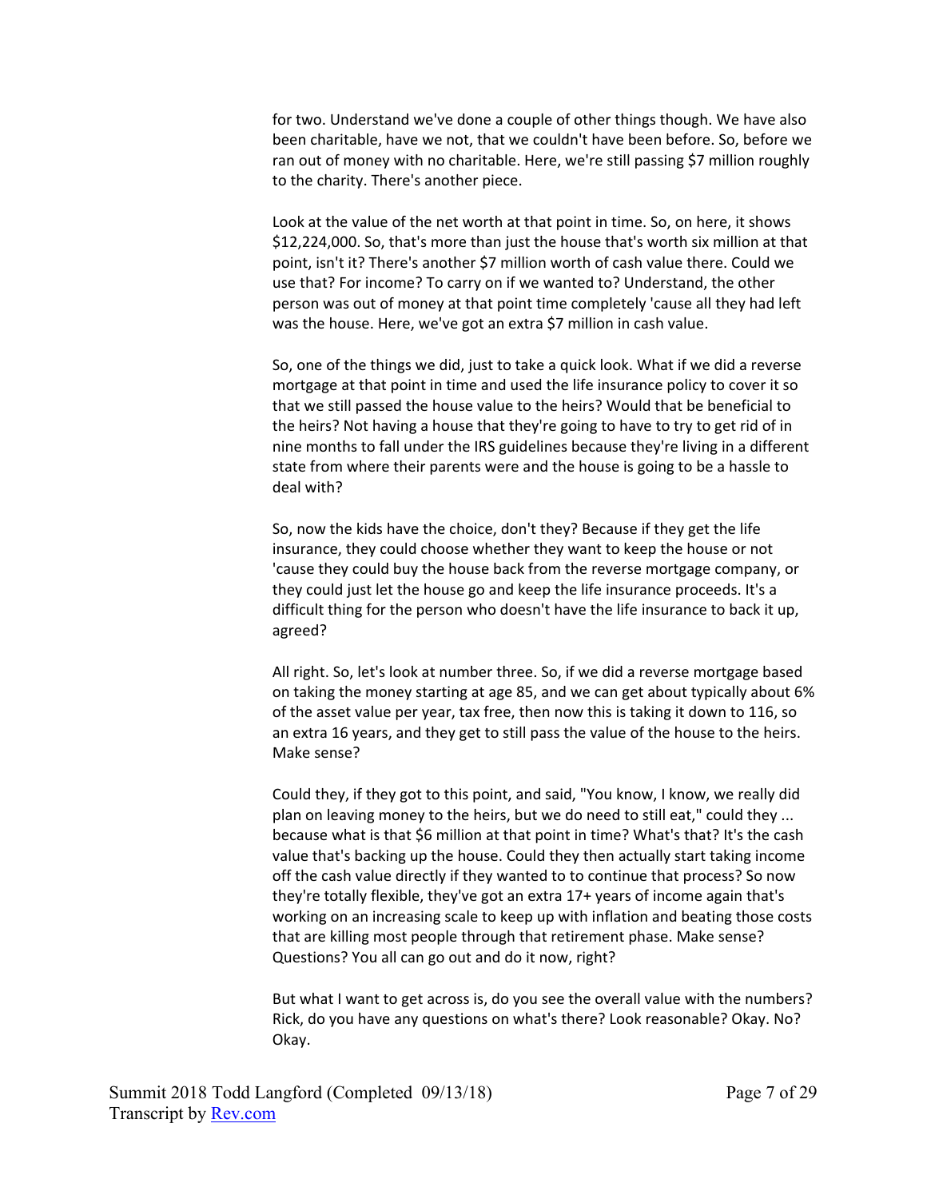for two. Understand we've done a couple of other things though. We have also been charitable, have we not, that we couldn't have been before. So, before we ran out of money with no charitable. Here, we're still passing $7 million roughly to the charity. There's another piece.

Look at the value of the net worth at that point in time. So, on here, it shows $12,224,000. So, that's more than just the house that's worth six million at that point, isn't it? There's another $7 million worth of cash value there. Could we use that? For income? To carry on if we wanted to? Understand, the other person was out of money at that point time completely 'cause all they had left was the house. Here, we've got an extra $7 million in cash value.

So, one of the things we did, just to take a quick look. What if we did a reverse mortgage at that point in time and used the life insurance policy to cover it so that we still passed the house value to the heirs? Would that be beneficial to the heirs? Not having a house that they're going to have to try to get rid of in nine months to fall under the IRS guidelines because they're living in a different state from where their parents were and the house is going to be a hassle to deal with?

So, now the kids have the choice, don't they? Because if they get the life insurance, they could choose whether they want to keep the house or not 'cause they could buy the house back from the reverse mortgage company, or they could just let the house go and keep the life insurance proceeds. It's a difficult thing for the person who doesn't have the life insurance to back it up, agreed?

All right. So, let's look at number three. So, if we did a reverse mortgage based on taking the money starting at age 85, and we can get about typically about 6% of the asset value per year, tax free, then now this is taking it down to 116, so an extra 16 years, and they get to still pass the value of the house to the heirs. Make sense?

Could they, if they got to this point, and said, "You know, I know, we really did plan on leaving money to the heirs, but we do need to still eat," could they ... because what is that $6 million at that point in time? What's that? It's the cash value that's backing up the house. Could they then actually start taking income off the cash value directly if they wanted to to continue that process? So now they're totally flexible, they've got an extra 17+ years of income again that's working on an increasing scale to keep up with inflation and beating those costs that are killing most people through that retirement phase. Make sense? Questions? You all can go out and do it now, right?

But what I want to get across is, do you see the overall value with the numbers? Rick, do you have any questions on what's there? Look reasonable? Okay. No? Okay.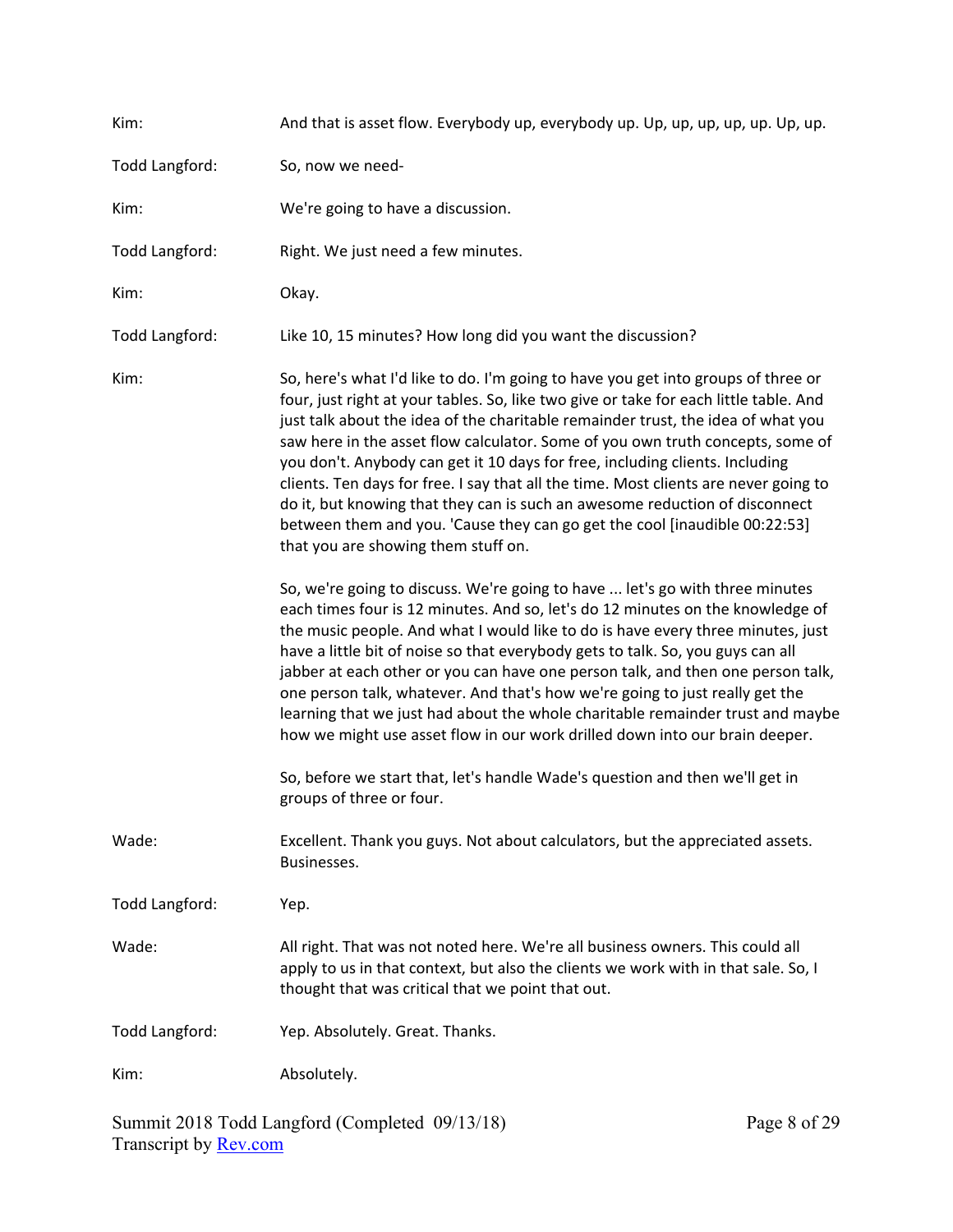Kim: And that is asset flow. Everybody up, everybody up. Up, up, up, up, up. Up, up.

Todd Langford: So, now we need-

Kim: We're going to have a discussion.

Todd Langford: Right. We just need a few minutes.

Kim: Okay.

Todd Langford: Like 10, 15 minutes? How long did you want the discussion?

Kim: So, here's what I'd like to do. I'm going to have you get into groups of three or four, just right at your tables. So, like two give or take for each little table. And just talk about the idea of the charitable remainder trust, the idea of what you saw here in the asset flow calculator. Some of you own truth concepts, some of you don't. Anybody can get it 10 days for free, including clients. Including clients. Ten days for free. I say that all the time. Most clients are never going to do it, but knowing that they can is such an awesome reduction of disconnect between them and you. 'Cause they can go get the cool [inaudible 00:22:53] that you are showing them stuff on.

So, we're going to discuss. We're going to have ... let's go with three minutes each times four is 12 minutes. And so, let's do 12 minutes on the knowledge of the music people. And what I would like to do is have every three minutes, just have a little bit of noise so that everybody gets to talk. So, you guys can all jabber at each other or you can have one person talk, and then one person talk, one person talk, whatever. And that's how we're going to just really get the learning that we just had about the whole charitable remainder trust and maybe how we might use asset flow in our work drilled down into our brain deeper.

So, before we start that, let's handle Wade's question and then we'll get in groups of three or four.

Wade: Excellent. Thank you guys. Not about calculators, but the appreciated assets. Businesses.

Todd Langford: Yep.

Wade: All right. That was not noted here. We're all business owners. This could all apply to us in that context, but also the clients we work with in that sale. So, I thought that was critical that we point that out.

Todd Langford: Yep. Absolutely. Great. Thanks.

Kim: Absolutely.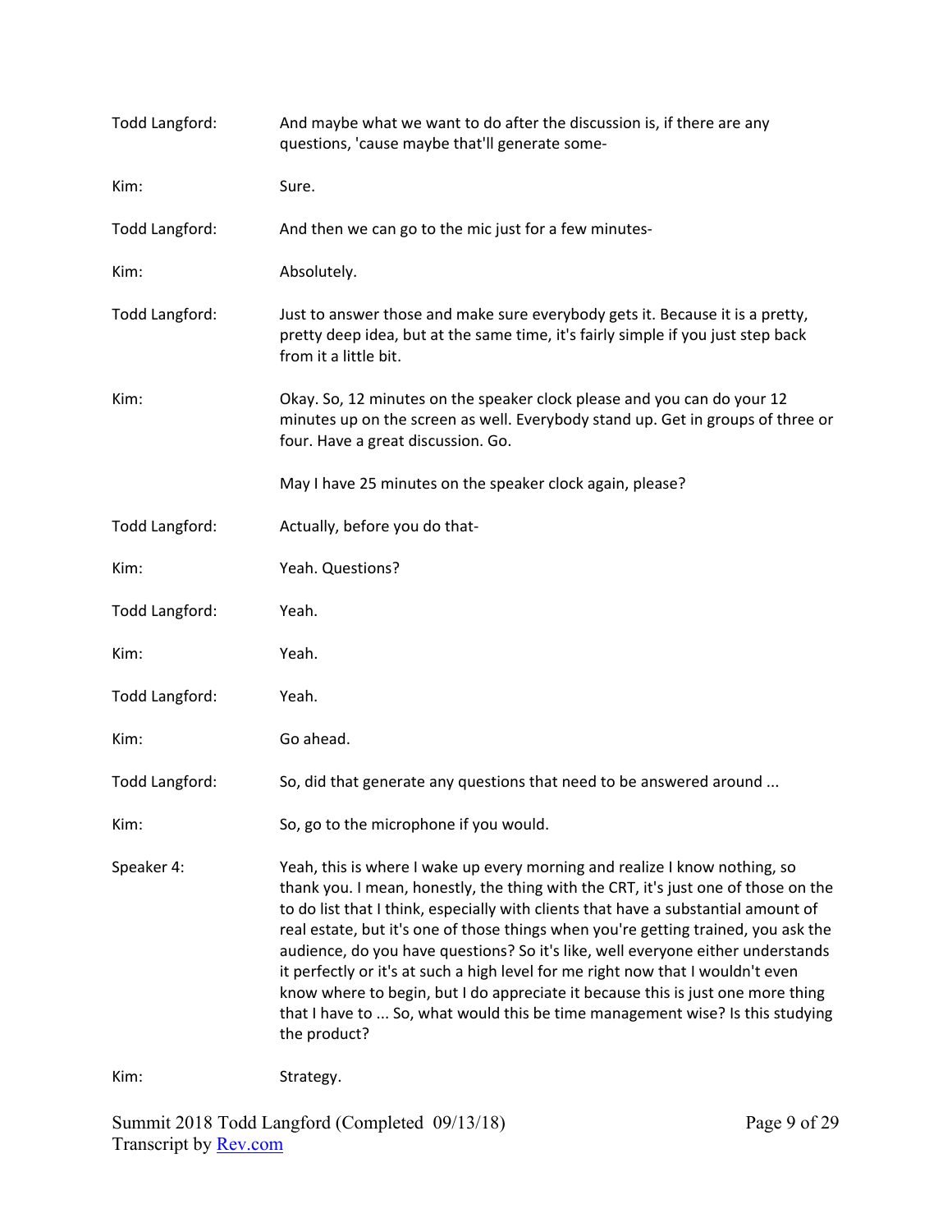Todd Langford: And maybe what we want to do after the discussion is, if there are any questions, 'cause maybe that'll generate some-

Kim: Sure.

Todd Langford: And then we can go to the mic just for a few minutes-

Kim: Absolutely.

Todd Langford: Just to answer those and make sure everybody gets it. Because it is a pretty, pretty deep idea, but at the same time, it's fairly simple if you just step back from it a little bit.

Kim: Okay. So, 12 minutes on the speaker clock please and you can do your 12 minutes up on the screen as well. Everybody stand up. Get in groups of three or four. Have a great discussion. Go.

May I have 25 minutes on the speaker clock again, please?

Todd Langford: Actually, before you do that-

Kim: Yeah. Questions?

Todd Langford: Yeah.

Kim: Yeah.

Todd Langford: Yeah.

Kim: Go ahead.

Todd Langford: So, did that generate any questions that need to be answered around ...

Kim: So, go to the microphone if you would.

Speaker 4: Yeah, this is where I wake up every morning and realize I know nothing, so thank you. I mean, honestly, the thing with the CRT, it's just one of those on the to do list that I think, especially with clients that have a substantial amount of real estate, but it's one of those things when you're getting trained, you ask the audience, do you have questions? So it's like, well everyone either understands it perfectly or it's at such a high level for me right now that I wouldn't even know where to begin, but I do appreciate it because this is just one more thing that I have to ... So, what would this be time management wise? Is this studying the product?

Kim: Strategy.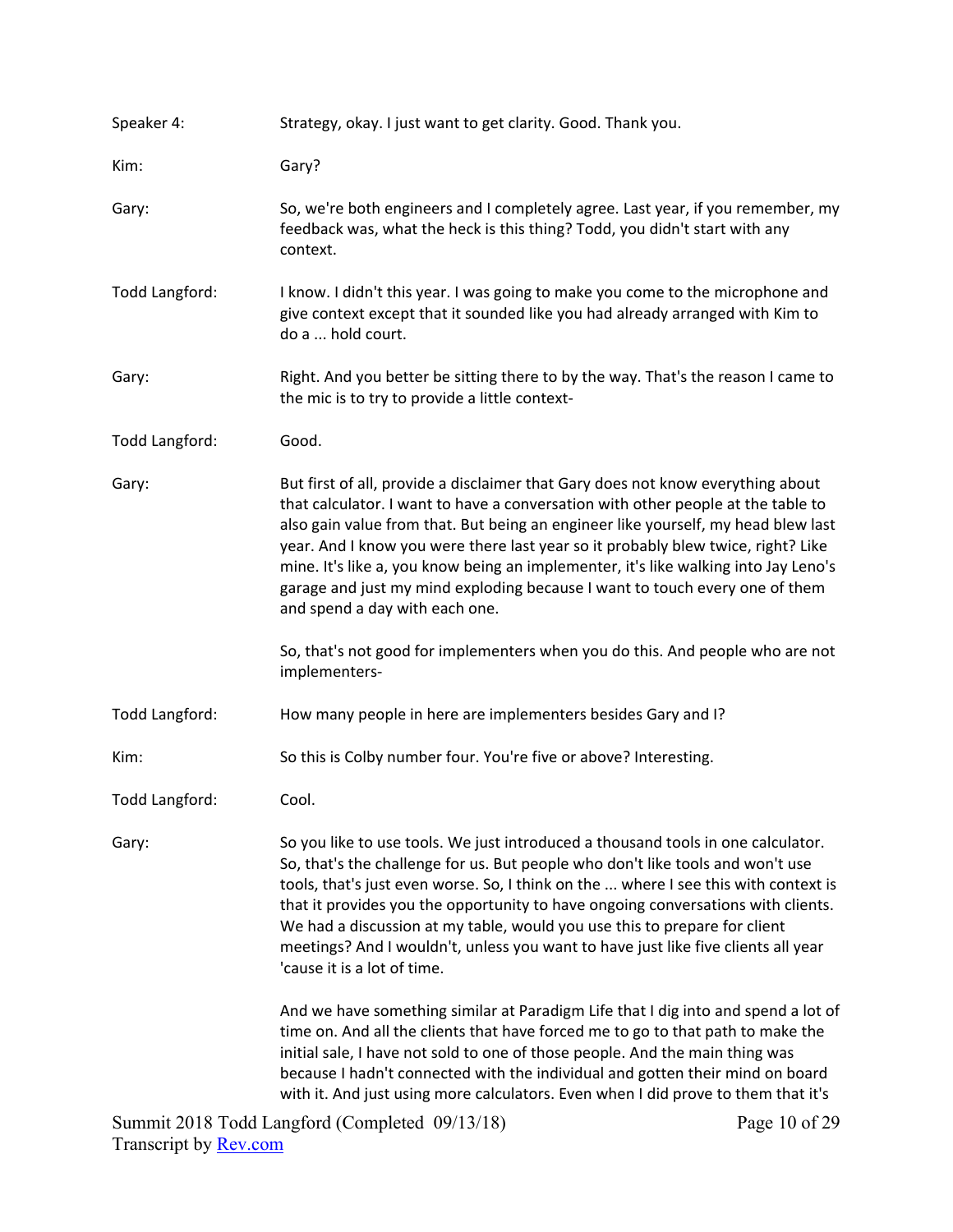Speaker 4: Strategy, okay. I just want to get clarity. Good. Thank you.

Kim: Gary?

Gary: So, we're both engineers and I completely agree. Last year, if you remember, my feedback was, what the heck is this thing? Todd, you didn't start with any context.

Todd Langford: I know. I didn't this year. I was going to make you come to the microphone and give context except that it sounded like you had already arranged with Kim to do a ... hold court.

Gary: Right. And you better be sitting there to by the way. That's the reason I came to the mic is to try to provide a little context-

Todd Langford: Good.

Gary: But first of all, provide a disclaimer that Gary does not know everything about that calculator. I want to have a conversation with other people at the table to also gain value from that. But being an engineer like yourself, my head blew last year. And I know you were there last year so it probably blew twice, right? Like mine. It's like a, you know being an implementer, it's like walking into Jay Leno's garage and just my mind exploding because I want to touch every one of them and spend a day with each one.

So, that's not good for implementers when you do this. And people who are not implementers-

Todd Langford: How many people in here are implementers besides Gary and I?

Kim: So this is Colby number four. You're five or above? Interesting.

Todd Langford: Cool.

Gary: So you like to use tools. We just introduced a thousand tools in one calculator. So, that's the challenge for us. But people who don't like tools and won't use tools, that's just even worse. So, I think on the ... where I see this with context is that it provides you the opportunity to have ongoing conversations with clients. We had a discussion at my table, would you use this to prepare for client meetings? And I wouldn't, unless you want to have just like five clients all year 'cause it is a lot of time.

And we have something similar at Paradigm Life that I dig into and spend a lot of time on. And all the clients that have forced me to go to that path to make the initial sale, I have not sold to one of those people. And the main thing was because I hadn't connected with the individual and gotten their mind on board with it. And just using more calculators. Even when I did prove to them that it's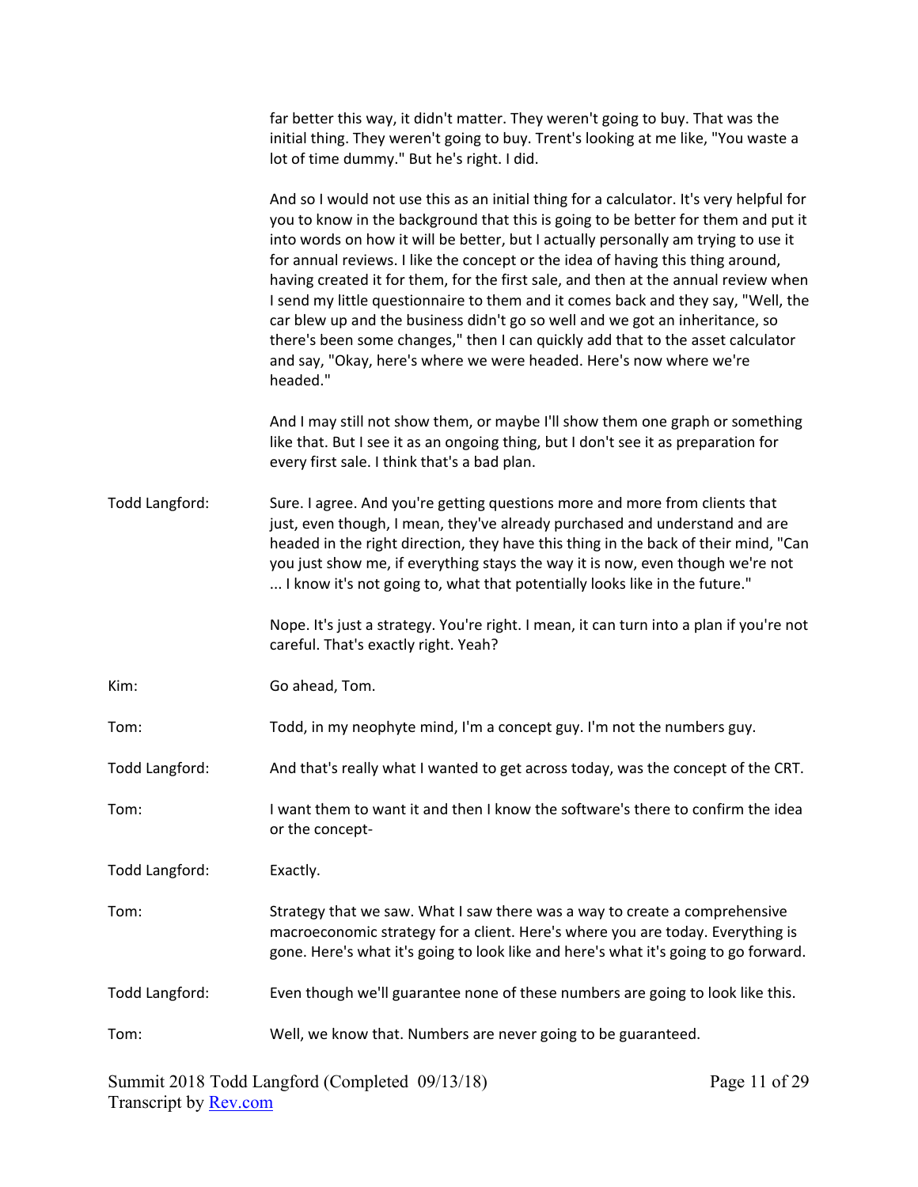far better this way, it didn't matter. They weren't going to buy. That was the initial thing. They weren't going to buy. Trent's looking at me like, "You waste a lot of time dummy." But he's right. I did.

And so I would not use this as an initial thing for a calculator. It's very helpful for you to know in the background that this is going to be better for them and put it into words on how it will be better, but I actually personally am trying to use it for annual reviews. I like the concept or the idea of having this thing around, having created it for them, for the first sale, and then at the annual review when I send my little questionnaire to them and it comes back and they say, "Well, the car blew up and the business didn't go so well and we got an inheritance, so there's been some changes," then I can quickly add that to the asset calculator and say, "Okay, here's where we were headed. Here's now where we're headed."

And I may still not show them, or maybe I'll show them one graph or something like that. But I see it as an ongoing thing, but I don't see it as preparation for every first sale. I think that's a bad plan.

**Todd Langford:** Sure. I agree. And you're getting questions more and more from clients that just, even though, I mean, they've already purchased and understand and are headed in the right direction, they have this thing in the back of their mind, "Can you just show me, if everything stays the way it is now, even though we're not ... I know it's not going to, what that potentially looks like in the future."

Nope. It's just a strategy. You're right. I mean, it can turn into a plan if you're not careful. That's exactly right. Yeah?

**Kim:** Go ahead, Tom.

**Tom:** Todd, in my neophyte mind, I'm a concept guy. I'm not the numbers guy.

**Todd Langford:** And that's really what I wanted to get across today, was the concept of the CRT.

**Tom:** I want them to want it and then I know the software's there to confirm the idea or the concept-

**Todd Langford:** Exactly.

**Tom:** Strategy that we saw. What I saw there was a way to create a comprehensive macroeconomic strategy for a client. Here's where you are today. Everything is gone. Here's what it's going to look like and here's what it's going to go forward.

**Todd Langford:** Even though we'll guarantee none of these numbers are going to look like this.

**Tom:** Well, we know that. Numbers are never going to be guaranteed.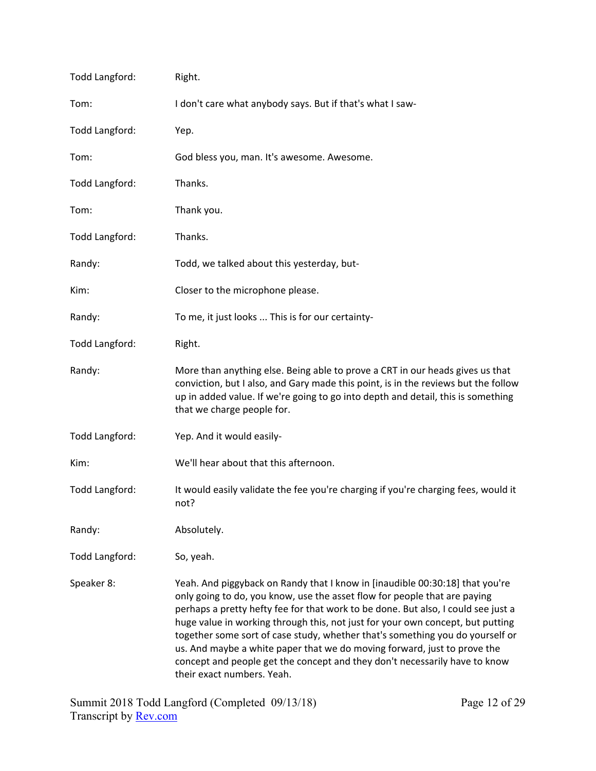Todd Langford: Right.

Tom: I don't care what anybody says. But if that's what I saw-

Todd Langford: Yep.

Tom: God bless you, man. It's awesome. Awesome.

Todd Langford: Thanks.

Tom: Thank you.

Todd Langford: Thanks.

Randy: Todd, we talked about this yesterday, but-

Kim: Closer to the microphone please.

Randy: To me, it just looks ... This is for our certainty-

Todd Langford: Right.

Randy: More than anything else. Being able to prove a CRT in our heads gives us that conviction, but I also, and Gary made this point, is in the reviews but the follow up in added value. If we're going to go into depth and detail, this is something that we charge people for.

Todd Langford: Yep. And it would easily-

Kim: We'll hear about that this afternoon.

Todd Langford: It would easily validate the fee you're charging if you're charging fees, would it not?

Randy: Absolutely.

Todd Langford: So, yeah.

Speaker 8: Yeah. And piggyback on Randy that I know in [inaudible 00:30:18] that you're only going to do, you know, use the asset flow for people that are paying perhaps a pretty hefty fee for that work to be done. But also, I could see just a huge value in working through this, not just for your own concept, but putting together some sort of case study, whether that's something you do yourself or us. And maybe a white paper that we do moving forward, just to prove the concept and people get the concept and they don't necessarily have to know their exact numbers. Yeah.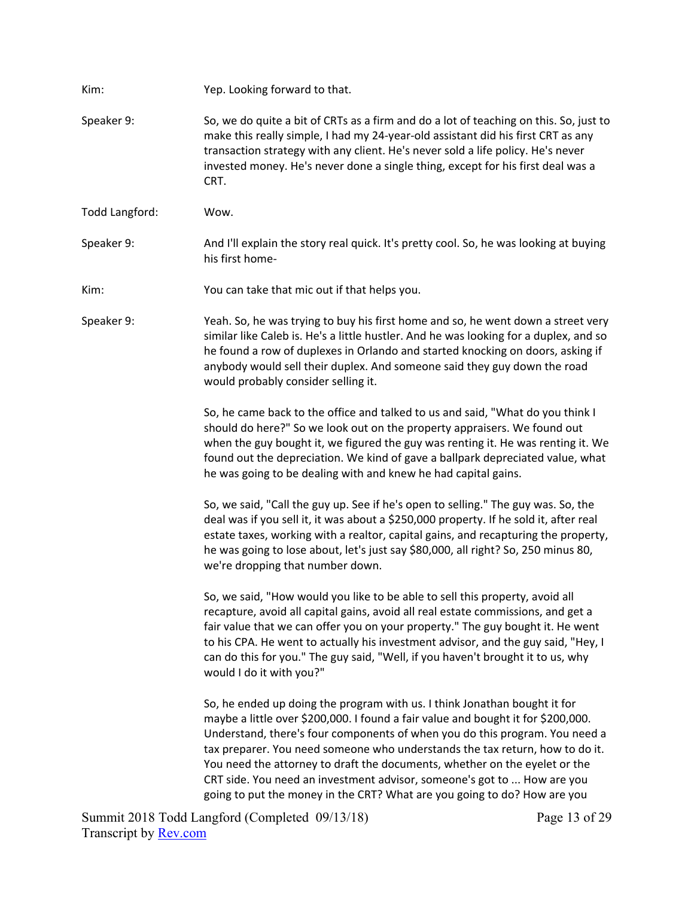Kim: Yep. Looking forward to that.

Speaker 9: So, we do quite a bit of CRTs as a firm and do a lot of teaching on this. So, just to make this really simple, I had my 24-year-old assistant did his first CRT as any transaction strategy with any client. He's never sold a life policy. He's never invested money. He's never done a single thing, except for his first deal was a CRT.

Todd Langford: Wow.

Speaker 9: And I'll explain the story real quick. It's pretty cool. So, he was looking at buying his first home-

Kim: You can take that mic out if that helps you.

Speaker 9: Yeah. So, he was trying to buy his first home and so, he went down a street very similar like Caleb is. He's a little hustler. And he was looking for a duplex, and so he found a row of duplexes in Orlando and started knocking on doors, asking if anybody would sell their duplex. And someone said they guy down the road would probably consider selling it.

So, he came back to the office and talked to us and said, "What do you think I should do here?" So we look out on the property appraisers. We found out when the guy bought it, we figured the guy was renting it. He was renting it. We found out the depreciation. We kind of gave a ballpark depreciated value, what he was going to be dealing with and knew he had capital gains.

So, we said, "Call the guy up. See if he's open to selling." The guy was. So, the deal was if you sell it, it was about a $250,000 property. If he sold it, after real estate taxes, working with a realtor, capital gains, and recapturing the property, he was going to lose about, let's just say $80,000, all right? So, 250 minus 80, we're dropping that number down.

So, we said, "How would you like to be able to sell this property, avoid all recapture, avoid all capital gains, avoid all real estate commissions, and get a fair value that we can offer you on your property." The guy bought it. He went to his CPA. He went to actually his investment advisor, and the guy said, "Hey, I can do this for you." The guy said, "Well, if you haven't brought it to us, why would I do it with you?"

So, he ended up doing the program with us. I think Jonathan bought it for maybe a little over $200,000. I found a fair value and bought it for $200,000. Understand, there's four components of when you do this program. You need a tax preparer. You need someone who understands the tax return, how to do it. You need the attorney to draft the documents, whether on the eyelet or the CRT side. You need an investment advisor, someone's got to ... How are you going to put the money in the CRT? What are you going to do? How are you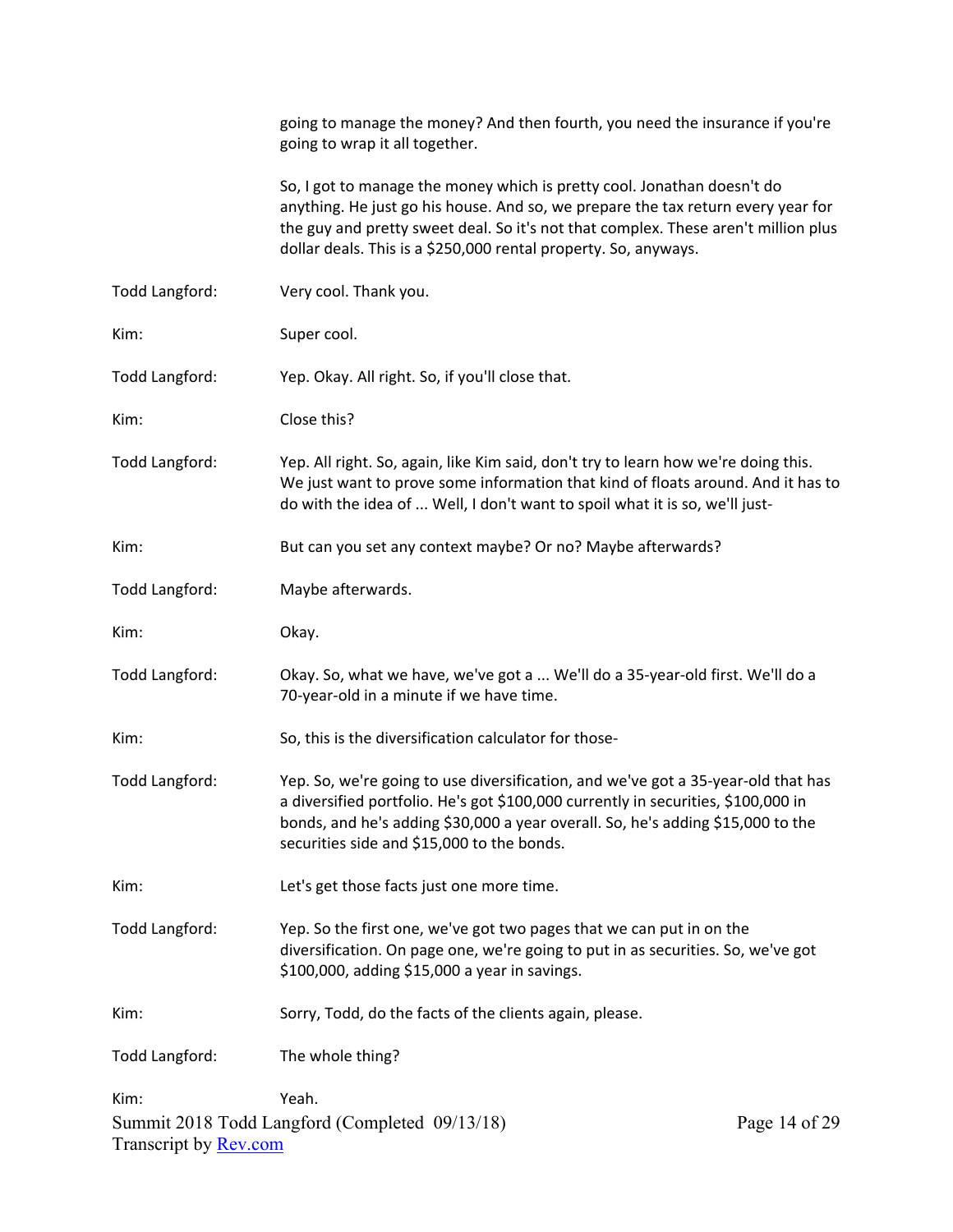going to manage the money? And then fourth, you need the insurance if you're going to wrap it all together.

So, I got to manage the money which is pretty cool. Jonathan doesn't do anything. He just go his house. And so, we prepare the tax return every year for the guy and pretty sweet deal. So it's not that complex. These aren't million plus dollar deals. This is a $250,000 rental property. So, anyways.

**Todd Langford:** Very cool. Thank you.

**Kim:** Super cool.

**Todd Langford:** Yep. Okay. All right. So, if you'll close that.

**Kim:** Close this?

**Todd Langford:** Yep. All right. So, again, like Kim said, don't try to learn how we're doing this. We just want to prove some information that kind of floats around. And it has to do with the idea of ... Well, I don't want to spoil what it is so, we'll just-

**Kim:** But can you set any context maybe? Or no? Maybe afterwards?

**Todd Langford:** Maybe afterwards.

**Kim:** Okay.

**Todd Langford:** Okay. So, what we have, we've got a ... We'll do a 35-year-old first. We'll do a 70-year-old in a minute if we have time.

**Kim:** So, this is the diversification calculator for those-

**Todd Langford:** Yep. So, we're going to use diversification, and we've got a 35-year-old that has a diversified portfolio. He's got $100,000 currently in securities, $100,000 in bonds, and he's adding $30,000 a year overall. So, he's adding $15,000 to the securities side and $15,000 to the bonds.

**Kim:** Let's get those facts just one more time.

**Todd Langford:** Yep. So the first one, we've got two pages that we can put in on the diversification. On page one, we're going to put in as securities. So, we've got $100,000, adding $15,000 a year in savings.

**Kim:** Sorry, Todd, do the facts of the clients again, please.

**Todd Langford:** The whole thing?

**Kim:** Yeah.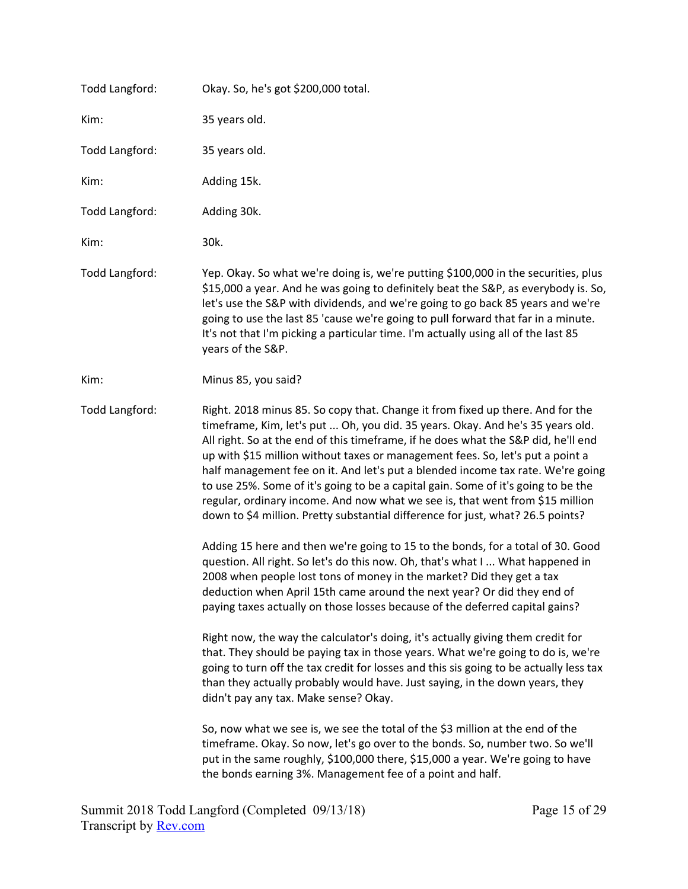Todd Langford: Okay. So, he's got $200,000 total.

Kim: 35 years old.

Todd Langford: 35 years old.

Kim: Adding 15k.

Todd Langford: Adding 30k.

Kim: 30k.

Todd Langford: Yep. Okay. So what we're doing is, we're putting $100,000 in the securities, plus $15,000 a year. And he was going to definitely beat the S&P, as everybody is. So, let's use the S&P with dividends, and we're going to go back 85 years and we're going to use the last 85 'cause we're going to pull forward that far in a minute. It's not that I'm picking a particular time. I'm actually using all of the last 85 years of the S&P.

Kim: Minus 85, you said?

Todd Langford: Right. 2018 minus 85. So copy that. Change it from fixed up there. And for the timeframe, Kim, let's put ... Oh, you did. 35 years. Okay. And he's 35 years old. All right. So at the end of this timeframe, if he does what the S&P did, he'll end up with $15 million without taxes or management fees. So, let's put a point a half management fee on it. And let's put a blended income tax rate. We're going to use 25%. Some of it's going to be a capital gain. Some of it's going to be the regular, ordinary income. And now what we see is, that went from $15 million down to $4 million. Pretty substantial difference for just, what? 26.5 points?

Adding 15 here and then we're going to 15 to the bonds, for a total of 30. Good question. All right. So let's do this now. Oh, that's what I ... What happened in 2008 when people lost tons of money in the market? Did they get a tax deduction when April 15th came around the next year? Or did they end of paying taxes actually on those losses because of the deferred capital gains?

Right now, the way the calculator's doing, it's actually giving them credit for that. They should be paying tax in those years. What we're going to do is, we're going to turn off the tax credit for losses and this sis going to be actually less tax than they actually probably would have. Just saying, in the down years, they didn't pay any tax. Make sense? Okay.

So, now what we see is, we see the total of the $3 million at the end of the timeframe. Okay. So now, let's go over to the bonds. So, number two. So we'll put in the same roughly, $100,000 there, $15,000 a year. We're going to have the bonds earning 3%. Management fee of a point and half.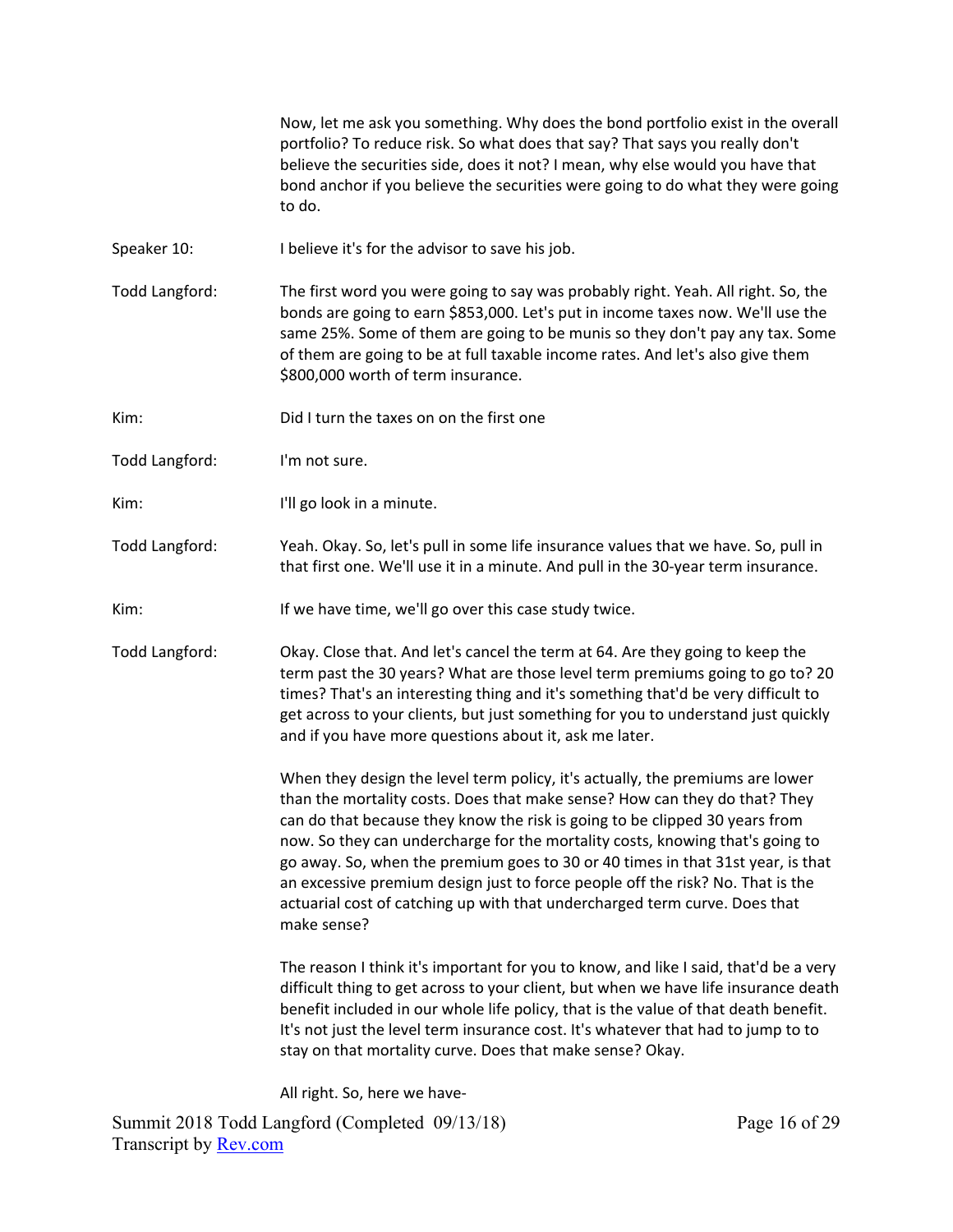Now, let me ask you something. Why does the bond portfolio exist in the overall portfolio? To reduce risk. So what does that say? That says you really don't believe the securities side, does it not? I mean, why else would you have that bond anchor if you believe the securities were going to do what they were going to do.

**Speaker 10:** I believe it's for the advisor to save his job.

**Todd Langford:** The first word you were going to say was probably right. Yeah. All right. So, the bonds are going to earn $853,000. Let's put in income taxes now. We'll use the same 25%. Some of them are going to be munis so they don't pay any tax. Some of them are going to be at full taxable income rates. And let's also give them $800,000 worth of term insurance.

**Kim:** Did I turn the taxes on on the first one

**Todd Langford:** I'm not sure.

**Kim:** I'll go look in a minute.

**Todd Langford:** Yeah. Okay. So, let's pull in some life insurance values that we have. So, pull in that first one. We'll use it in a minute. And pull in the 30-year term insurance.

**Kim:** If we have time, we'll go over this case study twice.

**Todd Langford:** Okay. Close that. And let's cancel the term at 64. Are they going to keep the term past the 30 years? What are those level term premiums going to go to? 20 times? That's an interesting thing and it's something that'd be very difficult to get across to your clients, but just something for you to understand just quickly and if you have more questions about it, ask me later.

When they design the level term policy, it's actually, the premiums are lower than the mortality costs. Does that make sense? How can they do that? They can do that because they know the risk is going to be clipped 30 years from now. So they can undercharge for the mortality costs, knowing that's going to go away. So, when the premium goes to 30 or 40 times in that 31st year, is that an excessive premium design just to force people off the risk? No. That is the actuarial cost of catching up with that undercharged term curve. Does that make sense?

The reason I think it's important for you to know, and like I said, that'd be a very difficult thing to get across to your client, but when we have life insurance death benefit included in our whole life policy, that is the value of that death benefit. It's not just the level term insurance cost. It's whatever that had to jump to to stay on that mortality curve. Does that make sense? Okay.

All right. So, here we have-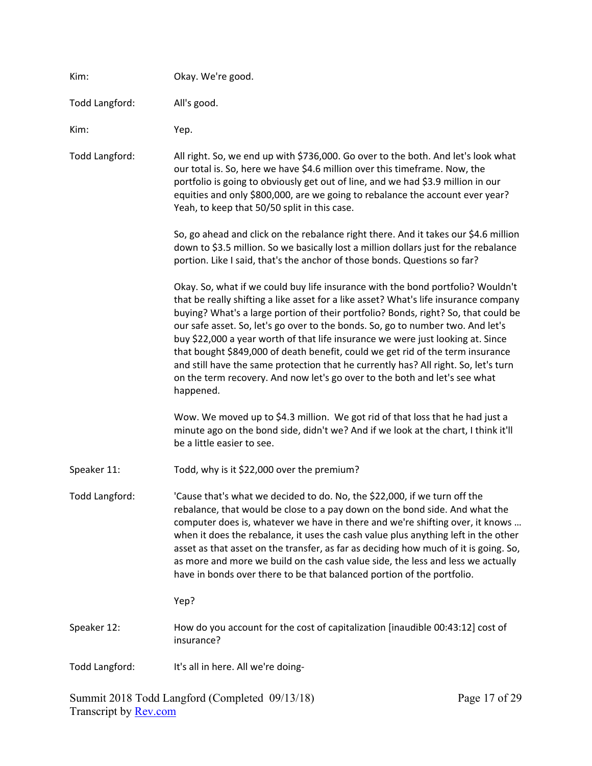Kim: Okay. We're good.

Todd Langford: All's good.

Kim: Yep.

Todd Langford: All right. So, we end up with $736,000. Go over to the both. And let's look what our total is. So, here we have $4.6 million over this timeframe. Now, the portfolio is going to obviously get out of line, and we had $3.9 million in our equities and only $800,000, are we going to rebalance the account ever year? Yeah, to keep that 50/50 split in this case.

So, go ahead and click on the rebalance right there. And it takes our $4.6 million down to $3.5 million. So we basically lost a million dollars just for the rebalance portion. Like I said, that's the anchor of those bonds. Questions so far?

Okay. So, what if we could buy life insurance with the bond portfolio? Wouldn't that be really shifting a like asset for a like asset? What's life insurance company buying? What's a large portion of their portfolio? Bonds, right? So, that could be our safe asset. So, let's go over to the bonds. So, go to number two. And let's buy $22,000 a year worth of that life insurance we were just looking at. Since that bought $849,000 of death benefit, could we get rid of the term insurance and still have the same protection that he currently has? All right. So, let's turn on the term recovery. And now let's go over to the both and let's see what happened.

Wow. We moved up to $4.3 million. We got rid of that loss that he had just a minute ago on the bond side, didn't we? And if we look at the chart, I think it'll be a little easier to see.

Speaker 11: Todd, why is it $22,000 over the premium?

Todd Langford: 'Cause that's what we decided to do. No, the $22,000, if we turn off the rebalance, that would be close to a pay down on the bond side. And what the computer does is, whatever we have in there and we're shifting over, it knows … when it does the rebalance, it uses the cash value plus anything left in the other asset as that asset on the transfer, as far as deciding how much of it is going. So, as more and more we build on the cash value side, the less and less we actually have in bonds over there to be that balanced portion of the portfolio.

Yep?

Speaker 12: How do you account for the cost of capitalization [inaudible 00:43:12] cost of insurance?

Todd Langford: It's all in here. All we're doing-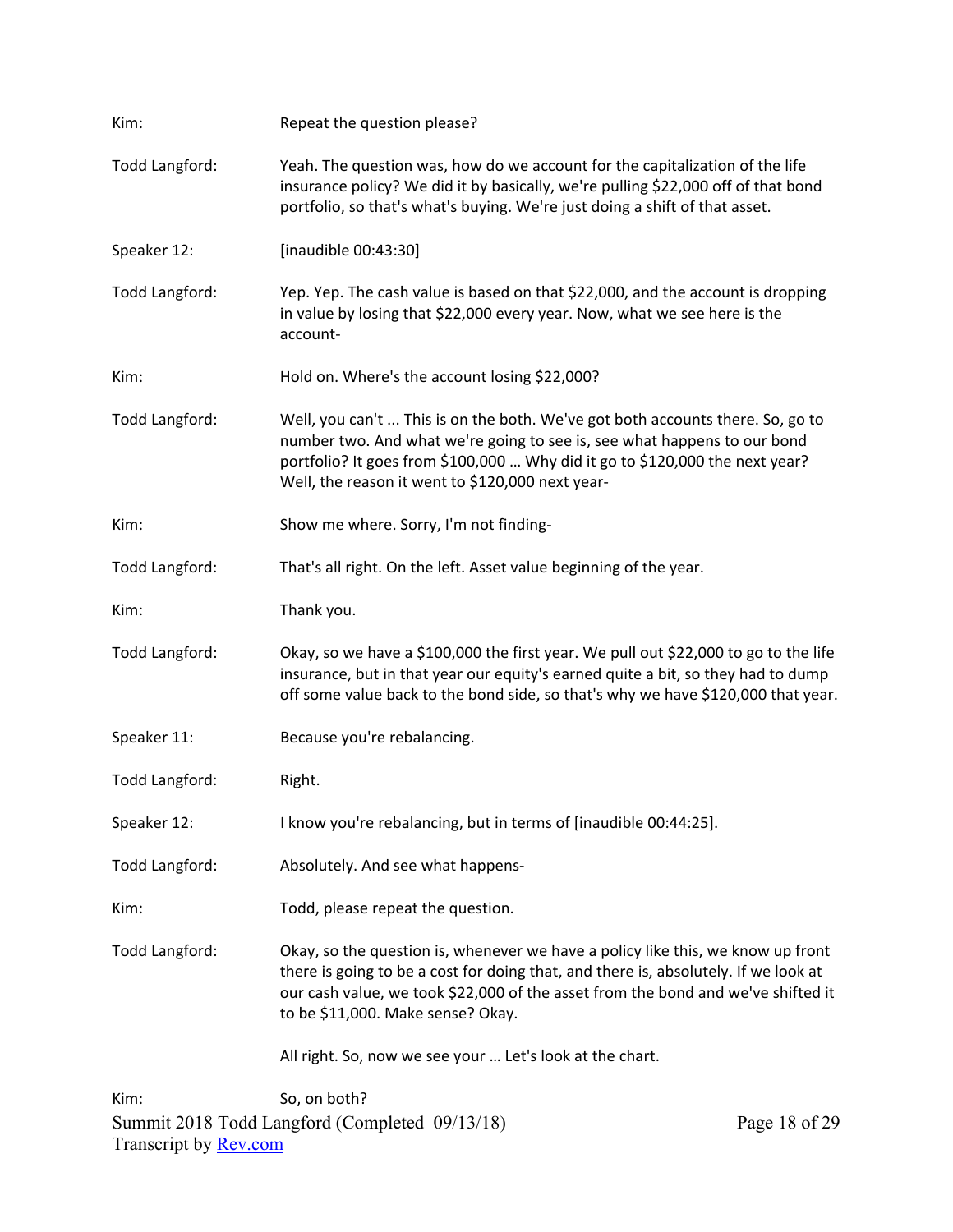Kim: Repeat the question please?

Todd Langford: Yeah. The question was, how do we account for the capitalization of the life insurance policy? We did it by basically, we're pulling $22,000 off of that bond portfolio, so that's what's buying. We're just doing a shift of that asset.

Speaker 12: [inaudible 00:43:30]

Todd Langford: Yep. Yep. The cash value is based on that $22,000, and the account is dropping in value by losing that $22,000 every year. Now, what we see here is the account-

Kim: Hold on. Where's the account losing $22,000?

Todd Langford: Well, you can't ... This is on the both. We've got both accounts there. So, go to number two. And what we're going to see is, see what happens to our bond portfolio? It goes from $100,000 ... Why did it go to $120,000 the next year? Well, the reason it went to $120,000 next year-

Kim: Show me where. Sorry, I'm not finding-

Todd Langford: That's all right. On the left. Asset value beginning of the year.

Kim: Thank you.

Todd Langford: Okay, so we have a $100,000 the first year. We pull out $22,000 to go to the life insurance, but in that year our equity's earned quite a bit, so they had to dump off some value back to the bond side, so that's why we have $120,000 that year.

Speaker 11: Because you're rebalancing.

Todd Langford: Right.

Speaker 12: I know you're rebalancing, but in terms of [inaudible 00:44:25].

Todd Langford: Absolutely. And see what happens-

Kim: Todd, please repeat the question.

Todd Langford: Okay, so the question is, whenever we have a policy like this, we know up front there is going to be a cost for doing that, and there is, absolutely. If we look at our cash value, we took $22,000 of the asset from the bond and we've shifted it to be $11,000. Make sense? Okay.

All right. So, now we see your ... Let's look at the chart.

Kim: So, on both?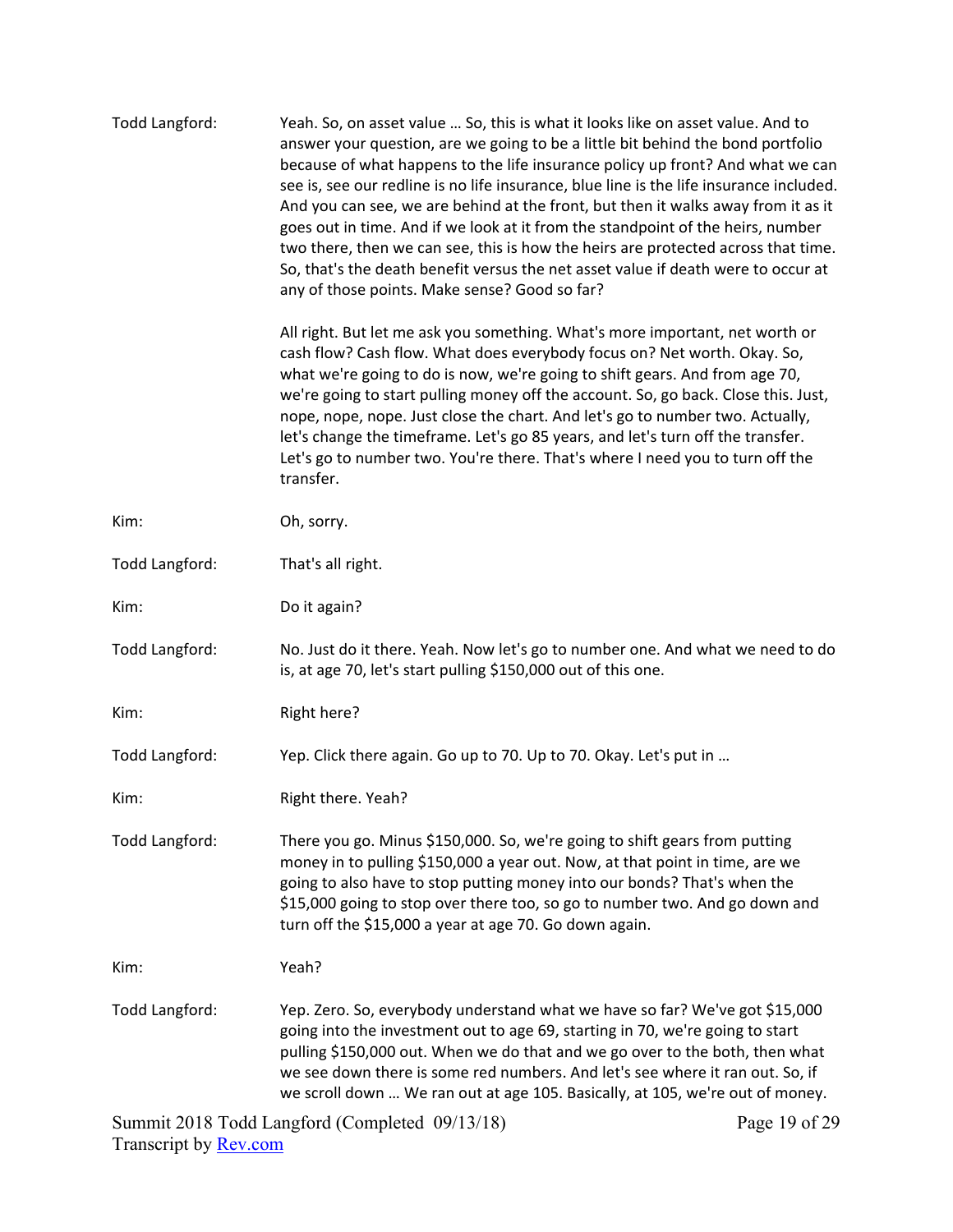Todd Langford: Yeah. So, on asset value … So, this is what it looks like on asset value. And to answer your question, are we going to be a little bit behind the bond portfolio because of what happens to the life insurance policy up front? And what we can see is, see our redline is no life insurance, blue line is the life insurance included. And you can see, we are behind at the front, but then it walks away from it as it goes out in time. And if we look at it from the standpoint of the heirs, number two there, then we can see, this is how the heirs are protected across that time. So, that's the death benefit versus the net asset value if death were to occur at any of those points. Make sense? Good so far?

All right. But let me ask you something. What's more important, net worth or cash flow? Cash flow. What does everybody focus on? Net worth. Okay. So, what we're going to do is now, we're going to shift gears. And from age 70, we're going to start pulling money off the account. So, go back. Close this. Just, nope, nope, nope. Just close the chart. And let's go to number two. Actually, let's change the timeframe. Let's go 85 years, and let's turn off the transfer. Let's go to number two. You're there. That's where I need you to turn off the transfer.

Kim: Oh, sorry.

Todd Langford: That's all right.

Kim: Do it again?

Todd Langford: No. Just do it there. Yeah. Now let's go to number one. And what we need to do is, at age 70, let's start pulling $150,000 out of this one.

Kim: Right here?

Todd Langford: Yep. Click there again. Go up to 70. Up to 70. Okay. Let's put in …

Kim: Right there. Yeah?

Todd Langford: There you go. Minus $150,000. So, we're going to shift gears from putting money in to pulling $150,000 a year out. Now, at that point in time, are we going to also have to stop putting money into our bonds? That's when the $15,000 going to stop over there too, so go to number two. And go down and turn off the $15,000 a year at age 70. Go down again.

Kim: Yeah?

Todd Langford: Yep. Zero. So, everybody understand what we have so far? We've got $15,000 going into the investment out to age 69, starting in 70, we're going to start pulling $150,000 out. When we do that and we go over to the both, then what we see down there is some red numbers. And let's see where it ran out. So, if we scroll down … We ran out at age 105. Basically, at 105, we're out of money.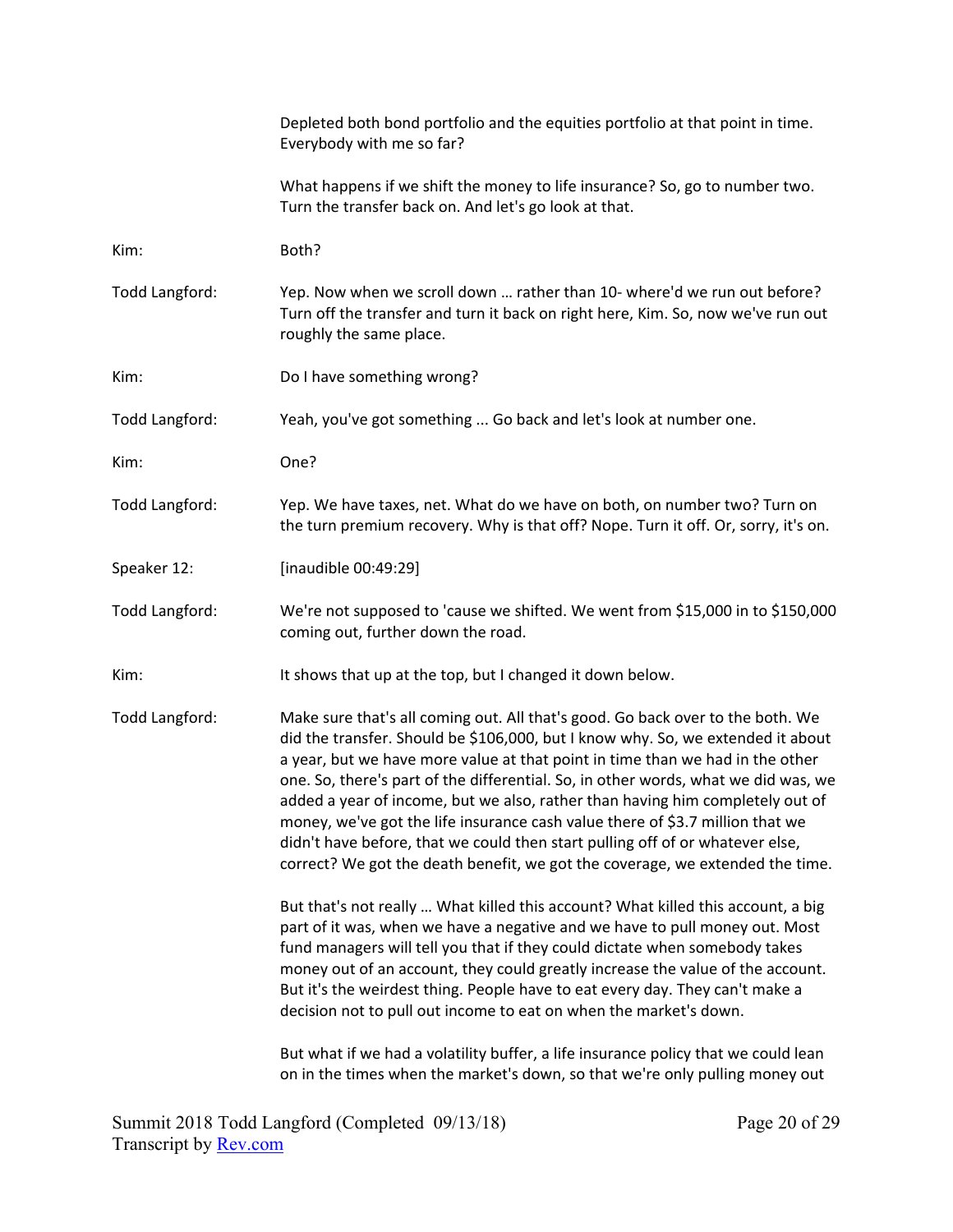Depleted both bond portfolio and the equities portfolio at that point in time. Everybody with me so far?

What happens if we shift the money to life insurance? So, go to number two. Turn the transfer back on. And let's go look at that.

Kim: Both?

Todd Langford: Yep. Now when we scroll down … rather than 10- where'd we run out before? Turn off the transfer and turn it back on right here, Kim. So, now we've run out roughly the same place.

Kim: Do I have something wrong?

Todd Langford: Yeah, you've got something ... Go back and let's look at number one.

Kim: One?

Todd Langford: Yep. We have taxes, net. What do we have on both, on number two? Turn on the turn premium recovery. Why is that off? Nope. Turn it off. Or, sorry, it's on.

Speaker 12: [inaudible 00:49:29]

Todd Langford: We're not supposed to 'cause we shifted. We went from $15,000 in to $150,000 coming out, further down the road.

Kim: It shows that up at the top, but I changed it down below.

Todd Langford: Make sure that's all coming out. All that's good. Go back over to the both. We did the transfer. Should be $106,000, but I know why. So, we extended it about a year, but we have more value at that point in time than we had in the other one. So, there's part of the differential. So, in other words, what we did was, we added a year of income, but we also, rather than having him completely out of money, we've got the life insurance cash value there of $3.7 million that we didn't have before, that we could then start pulling off of or whatever else, correct? We got the death benefit, we got the coverage, we extended the time.

But that's not really … What killed this account? What killed this account, a big part of it was, when we have a negative and we have to pull money out. Most fund managers will tell you that if they could dictate when somebody takes money out of an account, they could greatly increase the value of the account. But it's the weirdest thing. People have to eat every day. They can't make a decision not to pull out income to eat on when the market's down.

But what if we had a volatility buffer, a life insurance policy that we could lean on in the times when the market's down, so that we're only pulling money out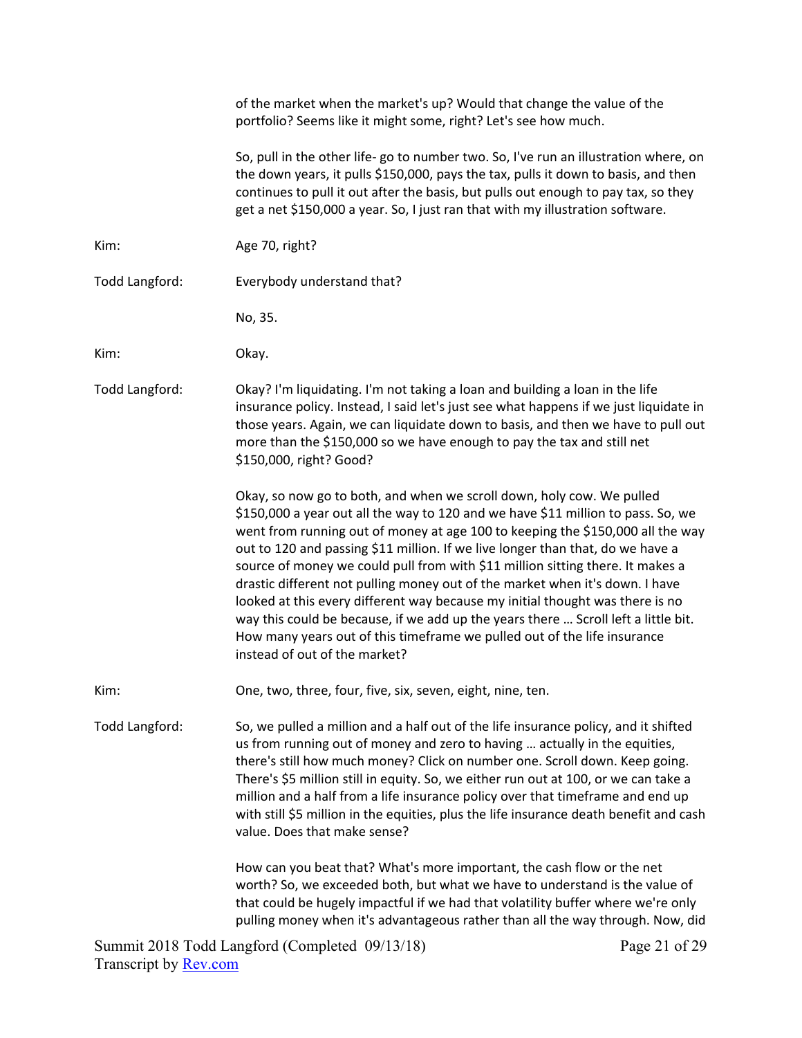of the market when the market's up? Would that change the value of the portfolio? Seems like it might some, right? Let's see how much.

So, pull in the other life- go to number two. So, I've run an illustration where, on the down years, it pulls $150,000, pays the tax, pulls it down to basis, and then continues to pull it out after the basis, but pulls out enough to pay tax, so they get a net $150,000 a year. So, I just ran that with my illustration software.

Kim: Age 70, right?

Todd Langford: Everybody understand that?

No, 35.

Kim: Okay.

Todd Langford: Okay? I'm liquidating. I'm not taking a loan and building a loan in the life insurance policy. Instead, I said let's just see what happens if we just liquidate in those years. Again, we can liquidate down to basis, and then we have to pull out more than the $150,000 so we have enough to pay the tax and still net $150,000, right? Good?

Okay, so now go to both, and when we scroll down, holy cow. We pulled $150,000 a year out all the way to 120 and we have $11 million to pass. So, we went from running out of money at age 100 to keeping the $150,000 all the way out to 120 and passing $11 million. If we live longer than that, do we have a source of money we could pull from with $11 million sitting there. It makes a drastic different not pulling money out of the market when it's down. I have looked at this every different way because my initial thought was there is no way this could be because, if we add up the years there … Scroll left a little bit. How many years out of this timeframe we pulled out of the life insurance instead of out of the market?

Kim: One, two, three, four, five, six, seven, eight, nine, ten.

Todd Langford: So, we pulled a million and a half out of the life insurance policy, and it shifted us from running out of money and zero to having … actually in the equities, there's still how much money? Click on number one. Scroll down. Keep going. There's $5 million still in equity. So, we either run out at 100, or we can take a million and a half from a life insurance policy over that timeframe and end up with still $5 million in the equities, plus the life insurance death benefit and cash value. Does that make sense?

How can you beat that? What's more important, the cash flow or the net worth? So, we exceeded both, but what we have to understand is the value of that could be hugely impactful if we had that volatility buffer where we're only pulling money when it's advantageous rather than all the way through. Now, did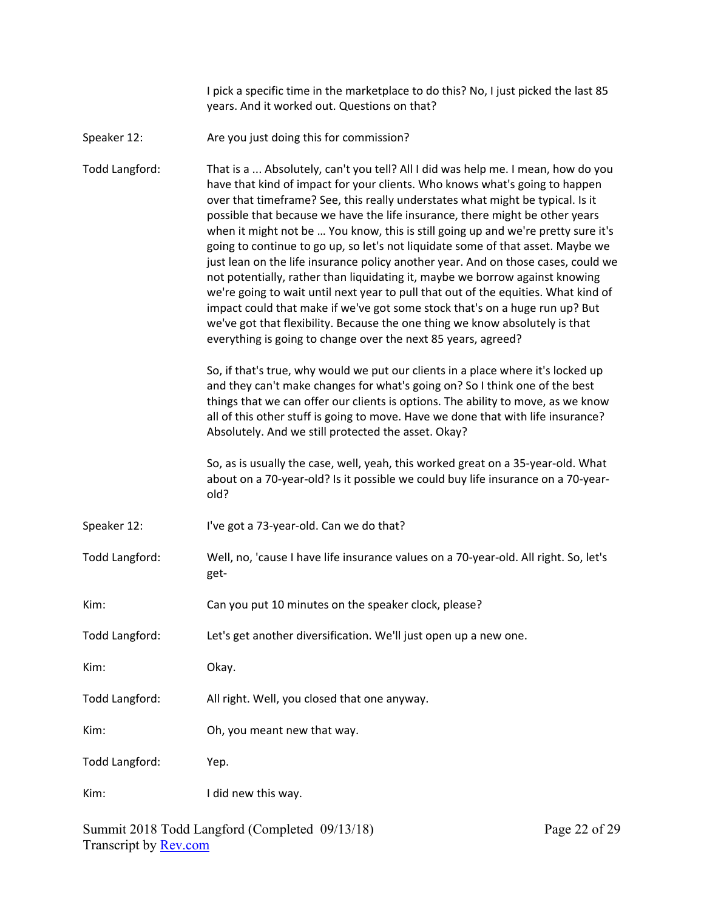I pick a specific time in the marketplace to do this? No, I just picked the last 85 years. And it worked out. Questions on that?

Speaker 12: Are you just doing this for commission?

Todd Langford: That is a ... Absolutely, can't you tell? All I did was help me. I mean, how do you have that kind of impact for your clients. Who knows what's going to happen over that timeframe? See, this really understates what might be typical. Is it possible that because we have the life insurance, there might be other years when it might not be … You know, this is still going up and we're pretty sure it's going to continue to go up, so let's not liquidate some of that asset. Maybe we just lean on the life insurance policy another year. And on those cases, could we not potentially, rather than liquidating it, maybe we borrow against knowing we're going to wait until next year to pull that out of the equities. What kind of impact could that make if we've got some stock that's on a huge run up? But we've got that flexibility. Because the one thing we know absolutely is that everything is going to change over the next 85 years, agreed?

So, if that's true, why would we put our clients in a place where it's locked up and they can't make changes for what's going on? So I think one of the best things that we can offer our clients is options. The ability to move, as we know all of this other stuff is going to move. Have we done that with life insurance? Absolutely. And we still protected the asset. Okay?

So, as is usually the case, well, yeah, this worked great on a 35-year-old. What about on a 70-year-old? Is it possible we could buy life insurance on a 70-year-old?

Speaker 12: I've got a 73-year-old. Can we do that?

Todd Langford: Well, no, 'cause I have life insurance values on a 70-year-old. All right. So, let's get-

Kim: Can you put 10 minutes on the speaker clock, please?

Todd Langford: Let's get another diversification. We'll just open up a new one.

Kim: Okay.

Todd Langford: All right. Well, you closed that one anyway.

Kim: Oh, you meant new that way.

Todd Langford: Yep.

Kim: I did new this way.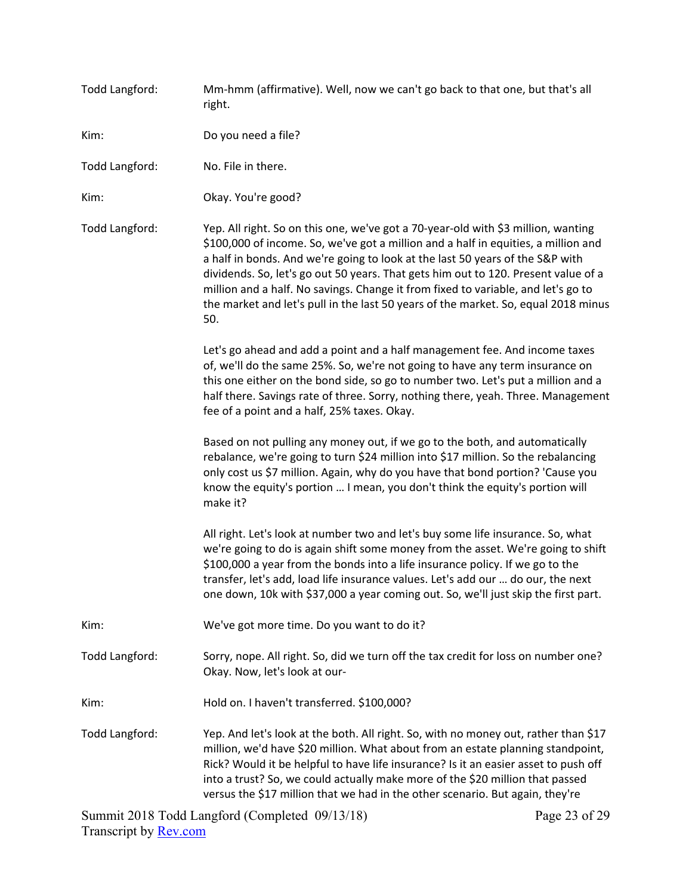Todd Langford: Mm-hmm (affirmative). Well, now we can't go back to that one, but that's all right.

Kim: Do you need a file?

Todd Langford: No. File in there.

Kim: Okay. You're good?

Todd Langford: Yep. All right. So on this one, we've got a 70-year-old with $3 million, wanting $100,000 of income. So, we've got a million and a half in equities, a million and a half in bonds. And we're going to look at the last 50 years of the S&P with dividends. So, let's go out 50 years. That gets him out to 120. Present value of a million and a half. No savings. Change it from fixed to variable, and let's go to the market and let's pull in the last 50 years of the market. So, equal 2018 minus 50.

Let's go ahead and add a point and a half management fee. And income taxes of, we'll do the same 25%. So, we're not going to have any term insurance on this one either on the bond side, so go to number two. Let's put a million and a half there. Savings rate of three. Sorry, nothing there, yeah. Three. Management fee of a point and a half, 25% taxes. Okay.

Based on not pulling any money out, if we go to the both, and automatically rebalance, we're going to turn $24 million into $17 million. So the rebalancing only cost us $7 million. Again, why do you have that bond portion? 'Cause you know the equity's portion … I mean, you don't think the equity's portion will make it?

All right. Let's look at number two and let's buy some life insurance. So, what we're going to do is again shift some money from the asset. We're going to shift $100,000 a year from the bonds into a life insurance policy. If we go to the transfer, let's add, load life insurance values. Let's add our … do our, the next one down, 10k with $37,000 a year coming out. So, we'll just skip the first part.

Kim: We've got more time. Do you want to do it?

Todd Langford: Sorry, nope. All right. So, did we turn off the tax credit for loss on number one? Okay. Now, let's look at our-

Kim: Hold on. I haven't transferred. $100,000?

Todd Langford: Yep. And let's look at the both. All right. So, with no money out, rather than $17 million, we'd have $20 million. What about from an estate planning standpoint, Rick? Would it be helpful to have life insurance? Is it an easier asset to push off into a trust? So, we could actually make more of the $20 million that passed versus the $17 million that we had in the other scenario. But again, they're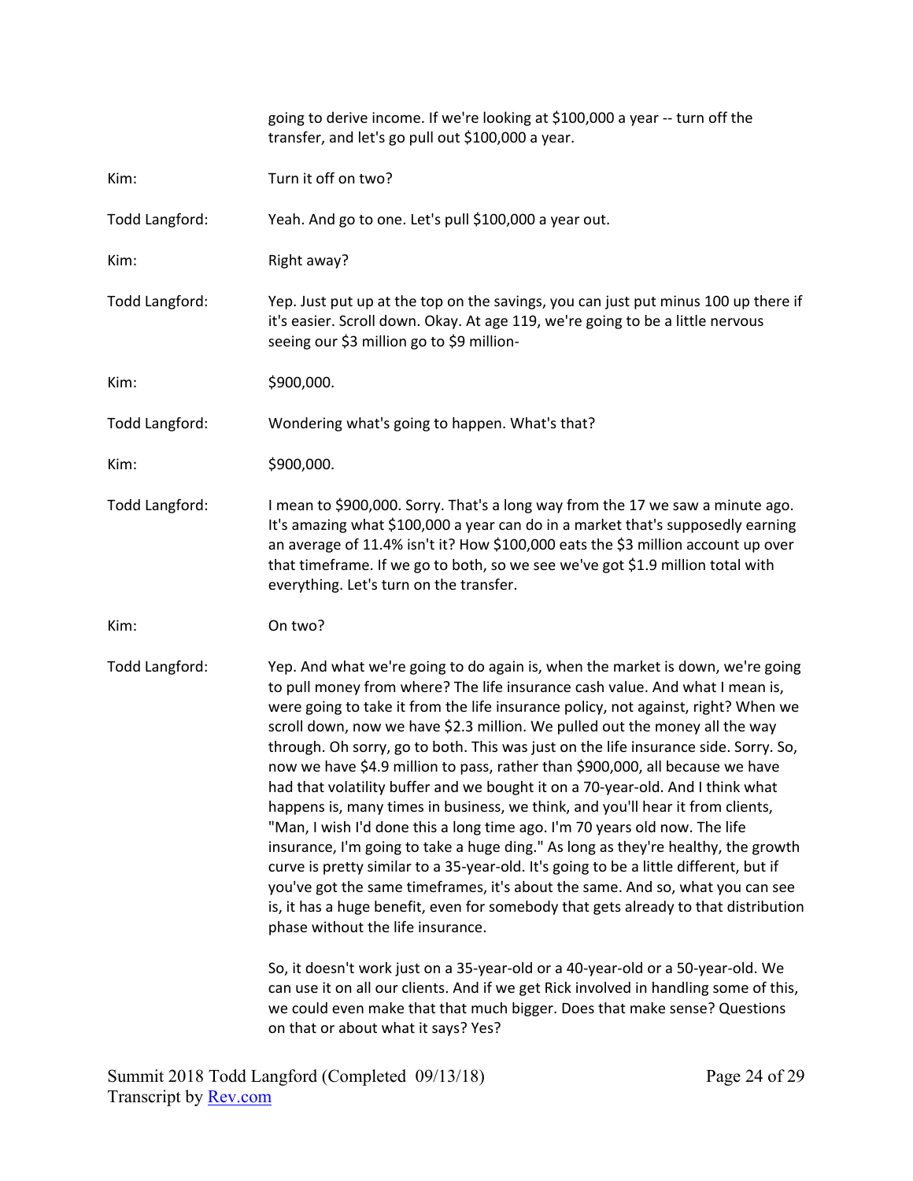going to derive income. If we're looking at $100,000 a year -- turn off the transfer, and let's go pull out $100,000 a year.

Kim: Turn it off on two?

Todd Langford: Yeah. And go to one. Let's pull $100,000 a year out.

Kim: Right away?

Todd Langford: Yep. Just put up at the top on the savings, you can just put minus 100 up there if it's easier. Scroll down. Okay. At age 119, we're going to be a little nervous seeing our $3 million go to $9 million-

Kim: $900,000.

Todd Langford: Wondering what's going to happen. What's that?

Kim: $900,000.

Todd Langford: I mean to $900,000. Sorry. That's a long way from the 17 we saw a minute ago. It's amazing what $100,000 a year can do in a market that's supposedly earning an average of 11.4% isn't it? How $100,000 eats the $3 million account up over that timeframe. If we go to both, so we see we've got $1.9 million total with everything. Let's turn on the transfer.

Kim: On two?

Todd Langford: Yep. And what we're going to do again is, when the market is down, we're going to pull money from where? The life insurance cash value. And what I mean is, were going to take it from the life insurance policy, not against, right? When we scroll down, now we have $2.3 million. We pulled out the money all the way through. Oh sorry, go to both. This was just on the life insurance side. Sorry. So, now we have $4.9 million to pass, rather than $900,000, all because we have had that volatility buffer and we bought it on a 70-year-old. And I think what happens is, many times in business, we think, and you'll hear it from clients, "Man, I wish I'd done this a long time ago. I'm 70 years old now. The life insurance, I'm going to take a huge ding." As long as they're healthy, the growth curve is pretty similar to a 35-year-old. It's going to be a little different, but if you've got the same timeframes, it's about the same. And so, what you can see is, it has a huge benefit, even for somebody that gets already to that distribution phase without the life insurance.

So, it doesn't work just on a 35-year-old or a 40-year-old or a 50-year-old. We can use it on all our clients. And if we get Rick involved in handling some of this, we could even make that that much bigger. Does that make sense? Questions on that or about what it says? Yes?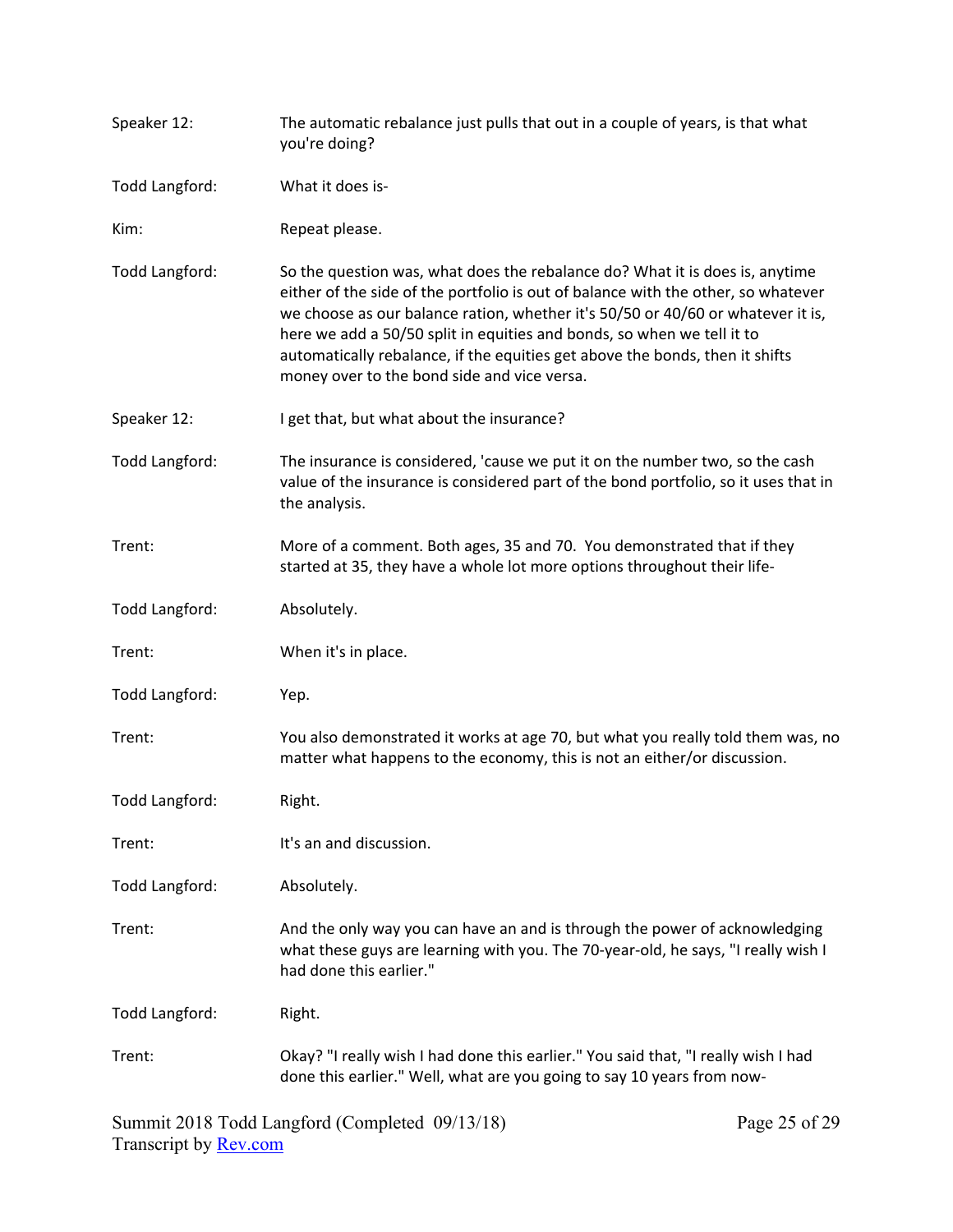Speaker 12: The automatic rebalance just pulls that out in a couple of years, is that what you're doing?

Todd Langford: What it does is-

Kim: Repeat please.

Todd Langford: So the question was, what does the rebalance do? What it is does is, anytime either of the side of the portfolio is out of balance with the other, so whatever we choose as our balance ration, whether it's 50/50 or 40/60 or whatever it is, here we add a 50/50 split in equities and bonds, so when we tell it to automatically rebalance, if the equities get above the bonds, then it shifts money over to the bond side and vice versa.

Speaker 12: I get that, but what about the insurance?

Todd Langford: The insurance is considered, 'cause we put it on the number two, so the cash value of the insurance is considered part of the bond portfolio, so it uses that in the analysis.

Trent: More of a comment. Both ages, 35 and 70. You demonstrated that if they started at 35, they have a whole lot more options throughout their life-

Todd Langford: Absolutely.

Trent: When it's in place.

Todd Langford: Yep.

Trent: You also demonstrated it works at age 70, but what you really told them was, no matter what happens to the economy, this is not an either/or discussion.

Todd Langford: Right.

Trent: It's an and discussion.

Todd Langford: Absolutely.

Trent: And the only way you can have an and is through the power of acknowledging what these guys are learning with you. The 70-year-old, he says, "I really wish I had done this earlier."

Todd Langford: Right.

Trent: Okay? "I really wish I had done this earlier." You said that, "I really wish I had done this earlier." Well, what are you going to say 10 years from now-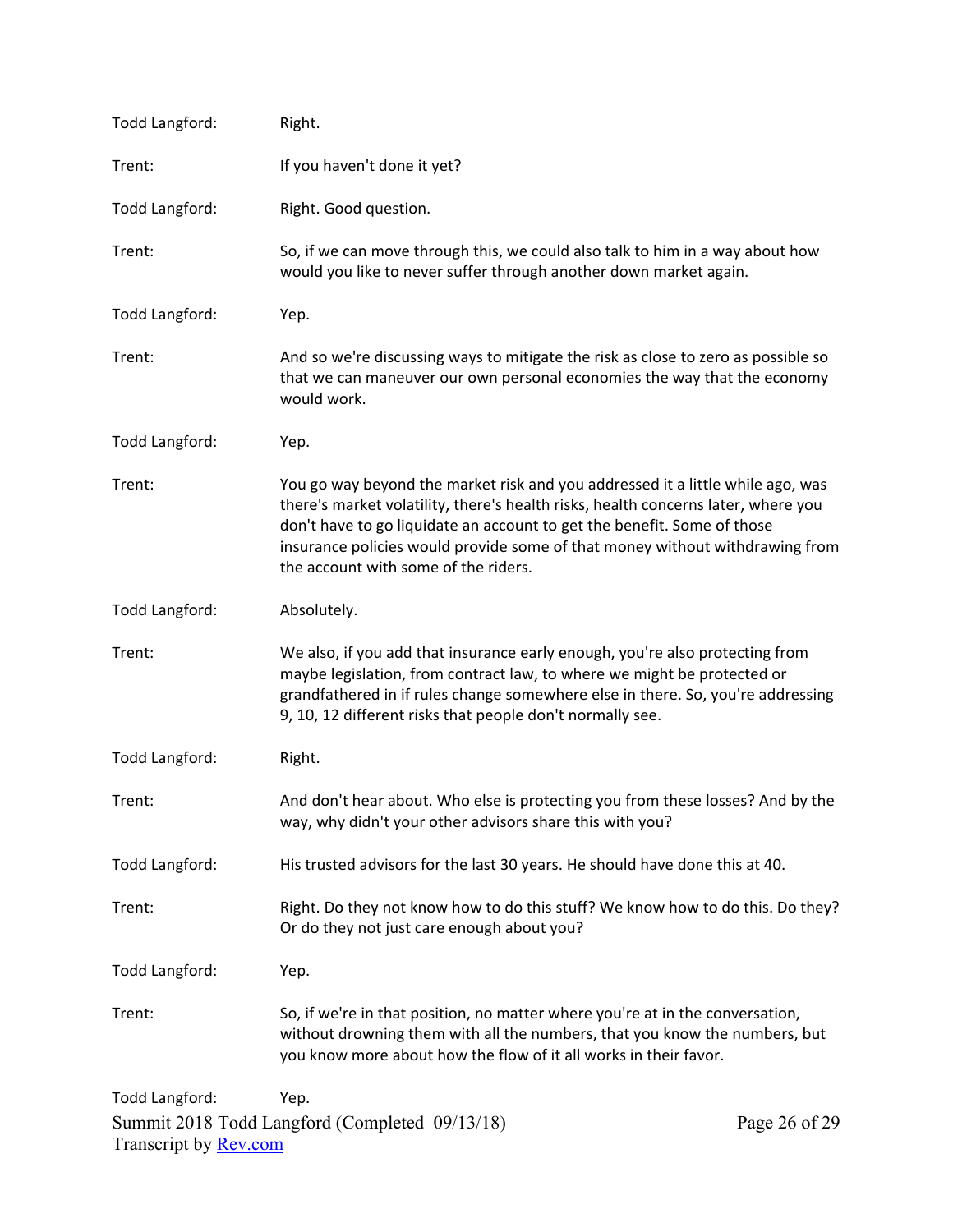Todd Langford: Right.

Trent: If you haven't done it yet?

Todd Langford: Right. Good question.

Trent: So, if we can move through this, we could also talk to him in a way about how would you like to never suffer through another down market again.

Todd Langford: Yep.

Trent: And so we're discussing ways to mitigate the risk as close to zero as possible so that we can maneuver our own personal economies the way that the economy would work.

Todd Langford: Yep.

Trent: You go way beyond the market risk and you addressed it a little while ago, was there's market volatility, there's health risks, health concerns later, where you don't have to go liquidate an account to get the benefit. Some of those insurance policies would provide some of that money without withdrawing from the account with some of the riders.

Todd Langford: Absolutely.

Trent: We also, if you add that insurance early enough, you're also protecting from maybe legislation, from contract law, to where we might be protected or grandfathered in if rules change somewhere else in there. So, you're addressing 9, 10, 12 different risks that people don't normally see.

Todd Langford: Right.

Trent: And don't hear about. Who else is protecting you from these losses? And by the way, why didn't your other advisors share this with you?

Todd Langford: His trusted advisors for the last 30 years. He should have done this at 40.

Trent: Right. Do they not know how to do this stuff? We know how to do this. Do they? Or do they not just care enough about you?

Todd Langford: Yep.

Trent: So, if we're in that position, no matter where you're at in the conversation, without drowning them with all the numbers, that you know the numbers, but you know more about how the flow of it all works in their favor.

Todd Langford: Yep.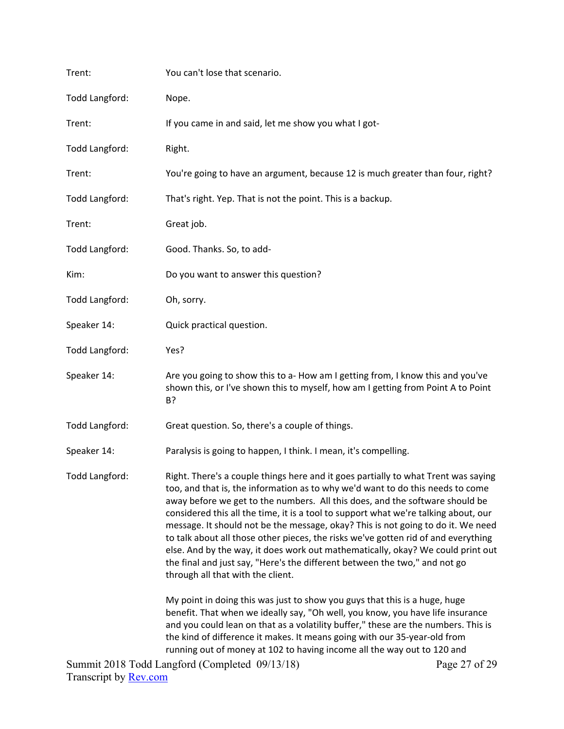Trent: You can't lose that scenario.

Todd Langford: Nope.

Trent: If you came in and said, let me show you what I got-

Todd Langford: Right.

Trent: You're going to have an argument, because 12 is much greater than four, right?

Todd Langford: That's right. Yep. That is not the point. This is a backup.

Trent: Great job.

Todd Langford: Good. Thanks. So, to add-

Kim: Do you want to answer this question?

Todd Langford: Oh, sorry.

Speaker 14: Quick practical question.

Todd Langford: Yes?

Speaker 14: Are you going to show this to a- How am I getting from, I know this and you've shown this, or I've shown this to myself, how am I getting from Point A to Point B?

Todd Langford: Great question. So, there's a couple of things.

Speaker 14: Paralysis is going to happen, I think. I mean, it's compelling.

Todd Langford: Right. There's a couple things here and it goes partially to what Trent was saying too, and that is, the information as to why we'd want to do this needs to come away before we get to the numbers. All this does, and the software should be considered this all the time, it is a tool to support what we're talking about, our message. It should not be the message, okay? This is not going to do it. We need to talk about all those other pieces, the risks we've gotten rid of and everything else. And by the way, it does work out mathematically, okay? We could print out the final and just say, "Here's the different between the two," and not go through all that with the client.

My point in doing this was just to show you guys that this is a huge, huge benefit. That when we ideally say, "Oh well, you know, you have life insurance and you could lean on that as a volatility buffer," these are the numbers. This is the kind of difference it makes. It means going with our 35-year-old from running out of money at 102 to having income all the way out to 120 and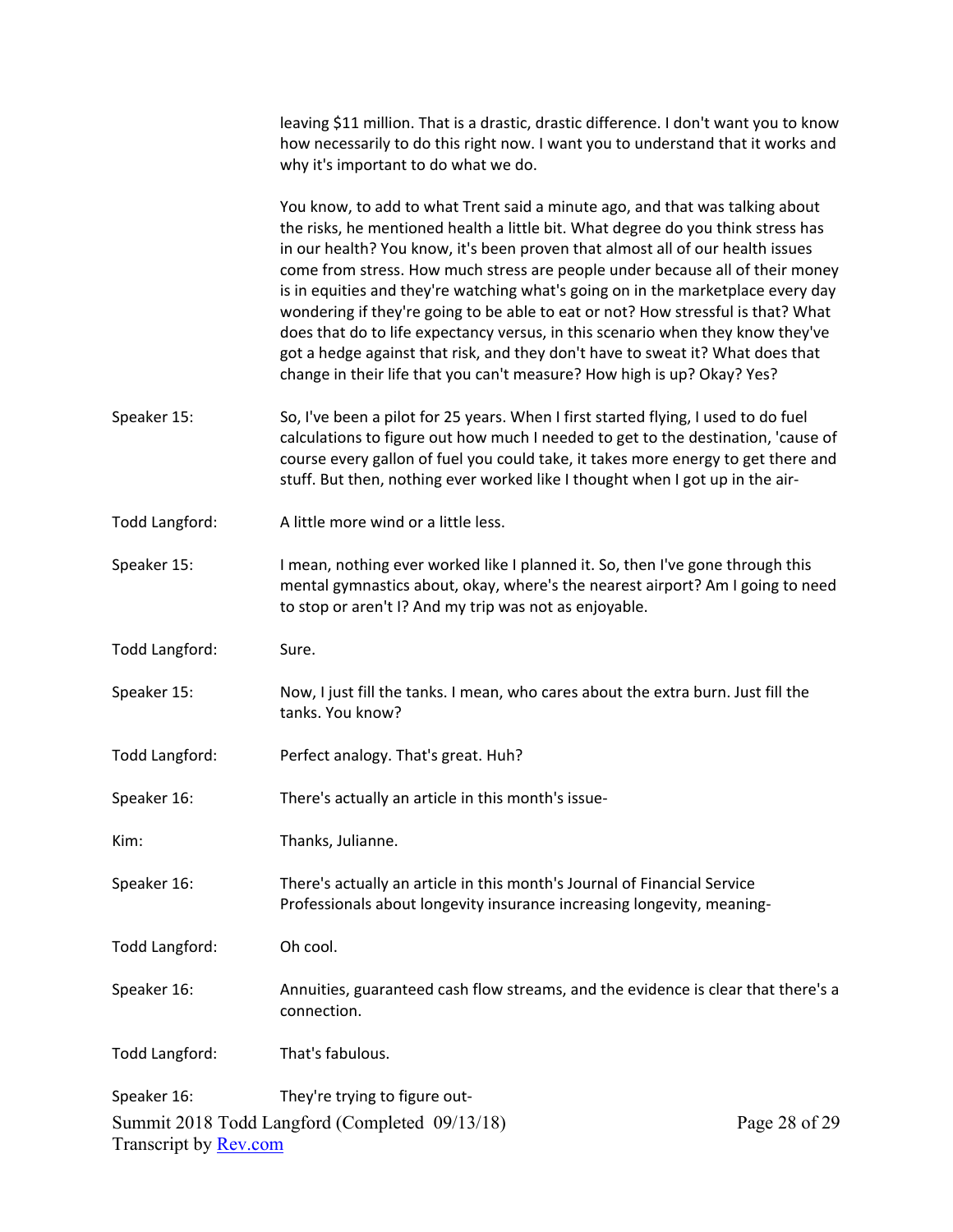leaving $11 million. That is a drastic, drastic difference. I don't want you to know how necessarily to do this right now. I want you to understand that it works and why it's important to do what we do.

You know, to add to what Trent said a minute ago, and that was talking about the risks, he mentioned health a little bit. What degree do you think stress has in our health? You know, it's been proven that almost all of our health issues come from stress. How much stress are people under because all of their money is in equities and they're watching what's going on in the marketplace every day wondering if they're going to be able to eat or not? How stressful is that? What does that do to life expectancy versus, in this scenario when they know they've got a hedge against that risk, and they don't have to sweat it? What does that change in their life that you can't measure? How high is up? Okay? Yes?

**Speaker 15:** So, I've been a pilot for 25 years. When I first started flying, I used to do fuel calculations to figure out how much I needed to get to the destination, 'cause of course every gallon of fuel you could take, it takes more energy to get there and stuff. But then, nothing ever worked like I thought when I got up in the air-

**Todd Langford:** A little more wind or a little less.

**Speaker 15:** I mean, nothing ever worked like I planned it. So, then I've gone through this mental gymnastics about, okay, where's the nearest airport? Am I going to need to stop or aren't I? And my trip was not as enjoyable.

**Todd Langford:** Sure.

**Speaker 15:** Now, I just fill the tanks. I mean, who cares about the extra burn. Just fill the tanks. You know?

**Todd Langford:** Perfect analogy. That's great. Huh?

**Speaker 16:** There's actually an article in this month's issue-

**Kim:** Thanks, Julianne.

**Speaker 16:** There's actually an article in this month's Journal of Financial Service Professionals about longevity insurance increasing longevity, meaning-

**Todd Langford:** Oh cool.

**Speaker 16:** Annuities, guaranteed cash flow streams, and the evidence is clear that there's a connection.

**Todd Langford:** That's fabulous.

**Speaker 16:** They're trying to figure out-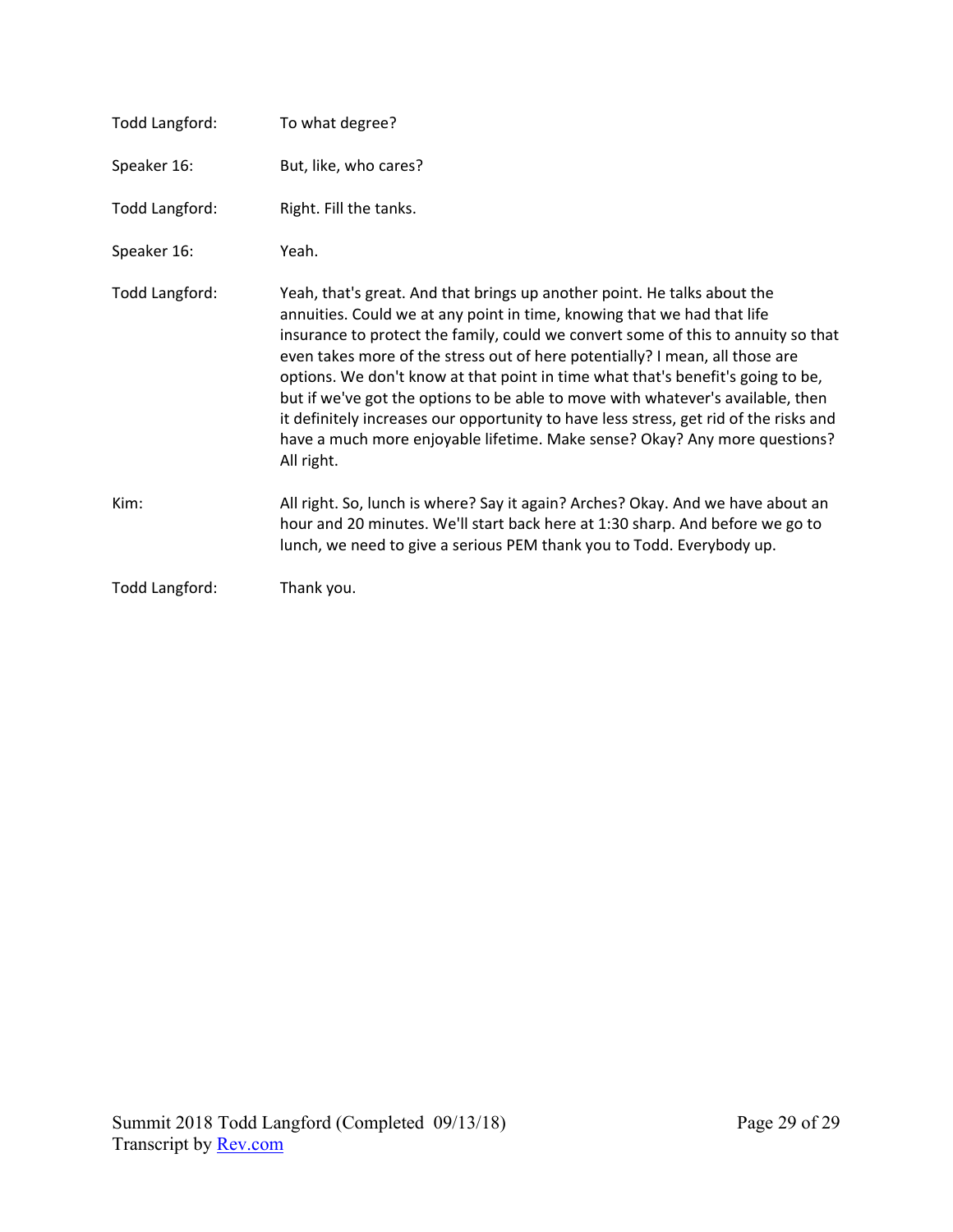Todd Langford: To what degree?

Speaker 16: But, like, who cares?

Todd Langford: Right. Fill the tanks.

Speaker 16: Yeah.

Todd Langford: Yeah, that's great. And that brings up another point. He talks about the annuities. Could we at any point in time, knowing that we had that life insurance to protect the family, could we convert some of this to annuity so that even takes more of the stress out of here potentially? I mean, all those are options. We don't know at that point in time what that's benefit's going to be, but if we've got the options to be able to move with whatever's available, then it definitely increases our opportunity to have less stress, get rid of the risks and have a much more enjoyable lifetime. Make sense? Okay? Any more questions? All right.

Kim: All right. So, lunch is where? Say it again? Arches? Okay. And we have about an hour and 20 minutes. We'll start back here at 1:30 sharp. And before we go to lunch, we need to give a serious PEM thank you to Todd. Everybody up.

Todd Langford: Thank you.